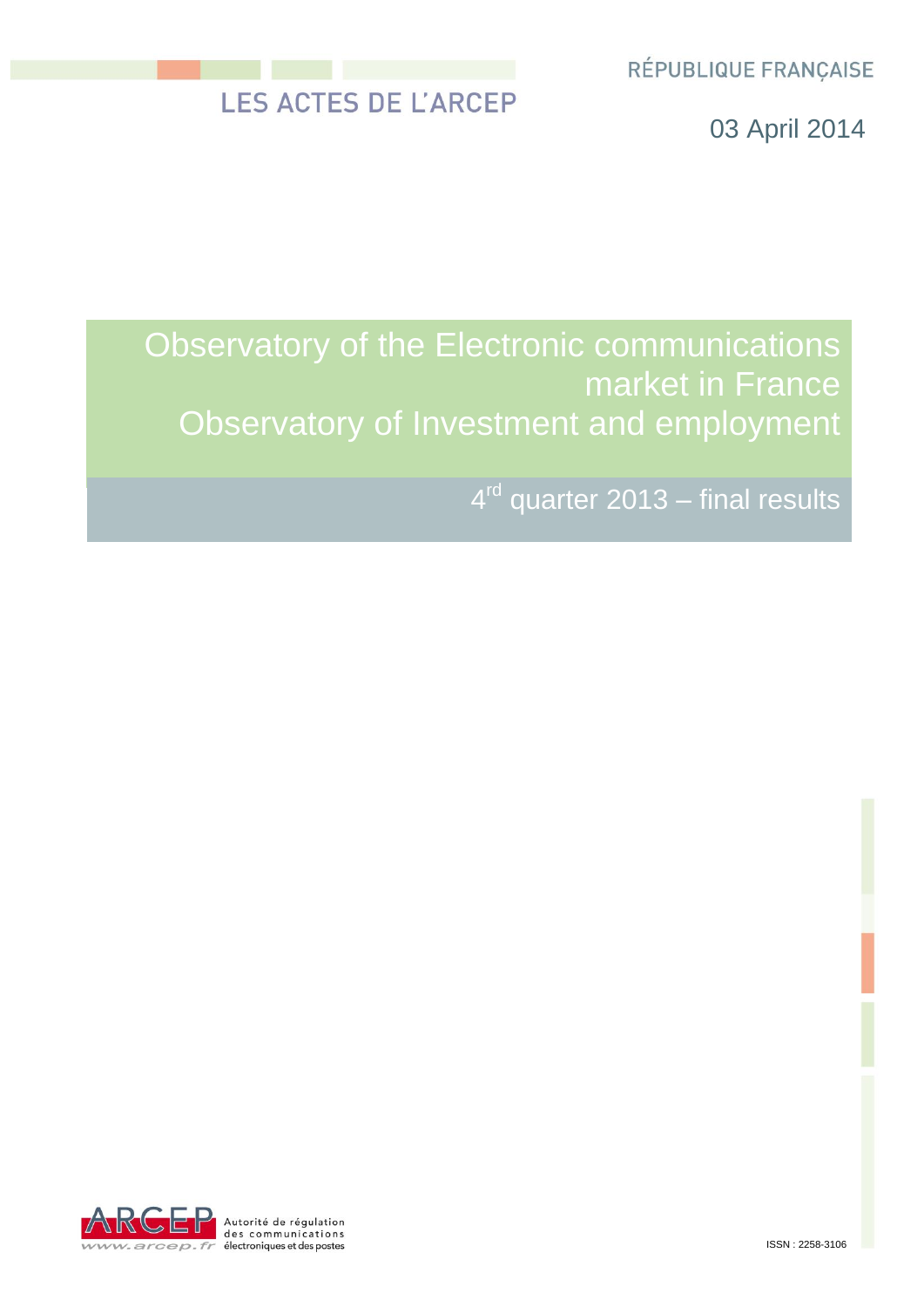LES ACTES DE L'ARCEP

RÉPUBLIQUE FRANÇAISE

03 April 2014

# Observatory of the Electronic communications market in France
# Observatory of Investment and employment

## 4rd quarter 2013 – final results

ARCEP
Autorité de régulation des communications électroniques et des postes
www.arcep.fr

ISSN : 2258-3106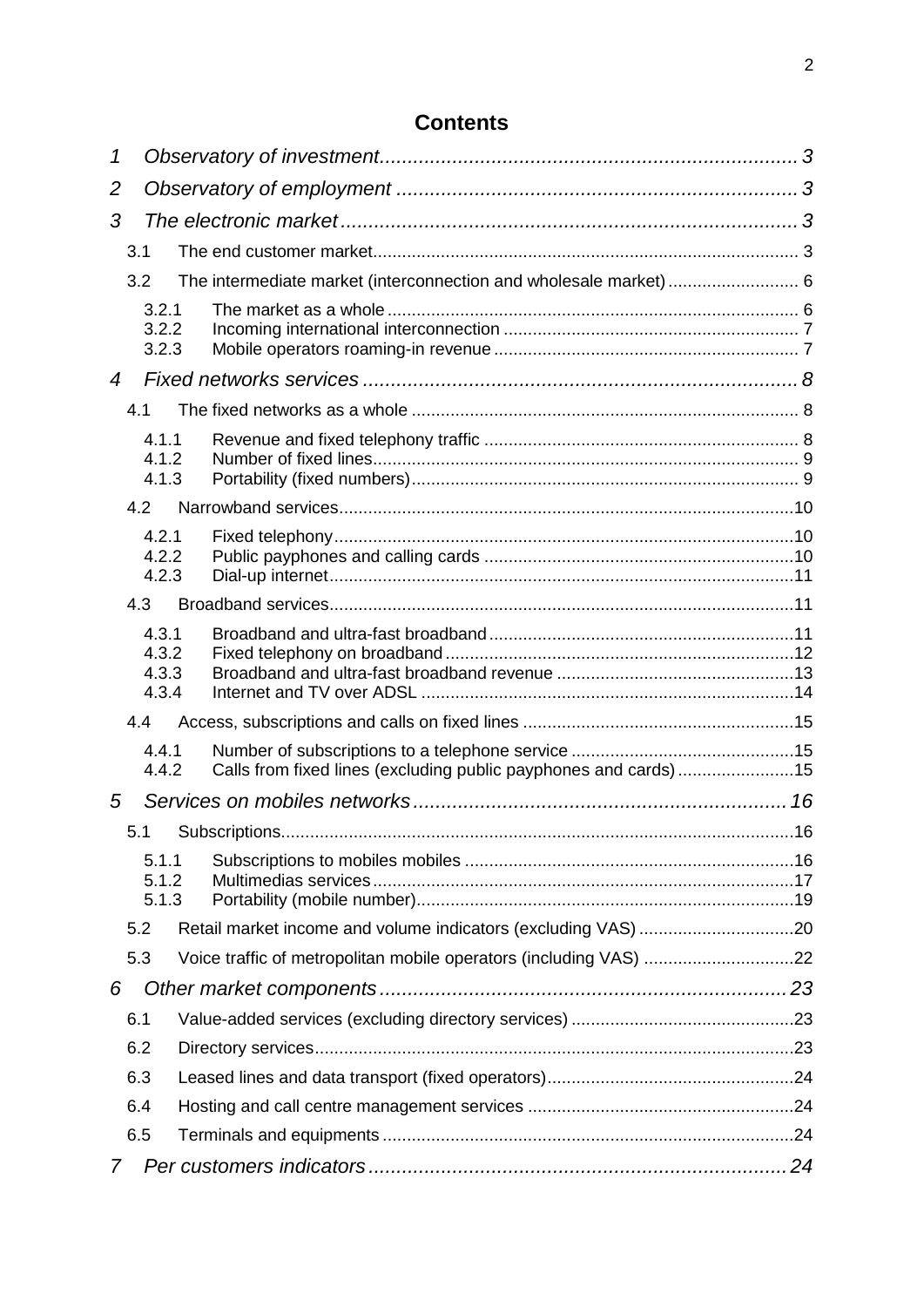# Contents

*1 Observatory of investment .......... 3*

*2 Observatory of employment .......... 3*

*3 The electronic market .......... 3*

- 3.1 The end customer market .......... 3
- 3.2 The intermediate market (interconnection and wholesale market) .......... 6
  - 3.2.1 The market as a whole .......... 6
  - 3.2.2 Incoming international interconnection .......... 7
  - 3.2.3 Mobile operators roaming-in revenue .......... 7

*4 Fixed networks services .......... 8*

- 4.1 The fixed networks as a whole .......... 8
  - 4.1.1 Revenue and fixed telephony traffic .......... 8
  - 4.1.2 Number of fixed lines .......... 9
  - 4.1.3 Portability (fixed numbers) .......... 9
- 4.2 Narrowband services .......... 10
  - 4.2.1 Fixed telephony .......... 10
  - 4.2.2 Public payphones and calling cards .......... 10
  - 4.2.3 Dial-up internet .......... 11
- 4.3 Broadband services .......... 11
  - 4.3.1 Broadband and ultra-fast broadband .......... 11
  - 4.3.2 Fixed telephony on broadband .......... 12
  - 4.3.3 Broadband and ultra-fast broadband revenue .......... 13
  - 4.3.4 Internet and TV over ADSL .......... 14
- 4.4 Access, subscriptions and calls on fixed lines .......... 15
  - 4.4.1 Number of subscriptions to a telephone service .......... 15
  - 4.4.2 Calls from fixed lines (excluding public payphones and cards) .......... 15

*5 Services on mobiles networks .......... 16*

- 5.1 Subscriptions .......... 16
  - 5.1.1 Subscriptions to mobiles mobiles .......... 16
  - 5.1.2 Multimedias services .......... 17
  - 5.1.3 Portability (mobile number) .......... 19
- 5.2 Retail market income and volume indicators (excluding VAS) .......... 20
- 5.3 Voice traffic of metropolitan mobile operators (including VAS) .......... 22

*6 Other market components .......... 23*

- 6.1 Value-added services (excluding directory services) .......... 23
- 6.2 Directory services .......... 23
- 6.3 Leased lines and data transport (fixed operators) .......... 24
- 6.4 Hosting and call centre management services .......... 24
- 6.5 Terminals and equipments .......... 24

*7 Per customers indicators .......... 24*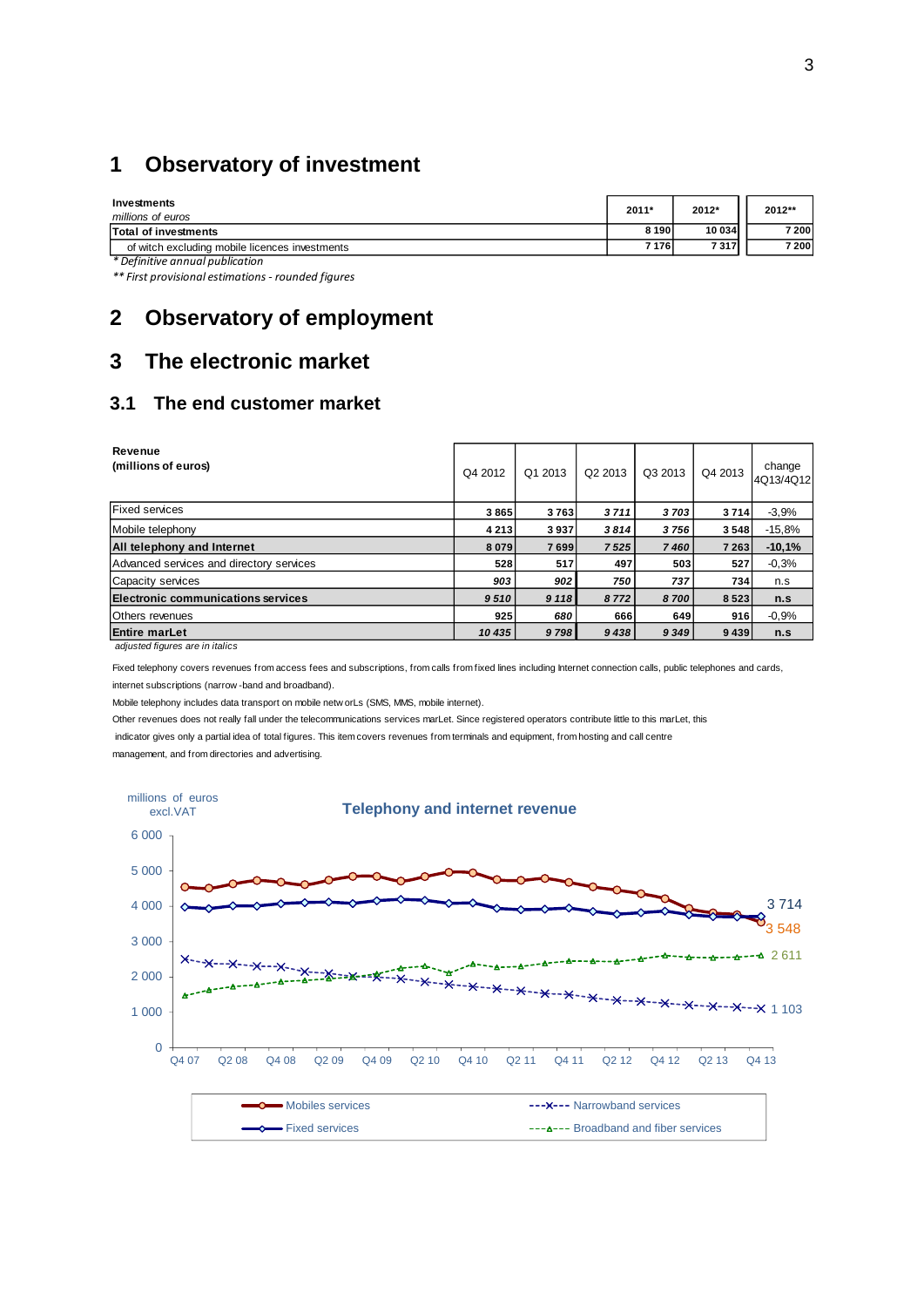# 1 Observatory of investment

| **Investments** *millions of euros* | **2011*** | **2012*** | **2012**** |
|---|---|---|---|
| **Total of investments** | **8 190** | **10 034** | **7 200** |
| of witch excluding mobile licences investments | **7 176** | **7 317** | **7 200** |

*\* Definitive annual publication*

*\*\* First provisional estimations - rounded figures*

# 2 Observatory of employment

# 3 The electronic market

## 3.1 The end customer market

| **Revenue (millions of euros)** | Q4 2012 | Q1 2013 | Q2 2013 | Q3 2013 | Q4 2013 | change 4Q13/4Q12 |
|---|---|---|---|---|---|---|
| Fixed services | **3 865** | **3 763** | ***3 711*** | ***3 703*** | **3 714** | -3,9% |
| Mobile telephony | **4 213** | **3 937** | ***3 814*** | ***3 756*** | **3 548** | -15,8% |
| **All telephony and Internet** | **8 079** | **7 699** | ***7 525*** | ***7 460*** | **7 263** | **-10,1%** |
| Advanced services and directory services | **528** | **517** | **497** | **503** | **527** | -0,3% |
| Capacity services | ***903*** | ***902*** | ***750*** | ***737*** | **734** | n.s |
| **Electronic communications services** | ***9 510*** | ***9 118*** | ***8 772*** | ***8 700*** | **8 523** | **n.s** |
| Others revenues | **925** | ***680*** | **666** | **649** | **916** | -0,9% |
| **Entire marLet** | ***10 435*** | ***9 798*** | ***9 438*** | ***9 349*** | **9 439** | **n.s** |

*adjusted figures are in italics*

Fixed telephony covers revenues from access fees and subscriptions, from calls from fixed lines including Internet connection calls, public telephones and cards, internet subscriptions (narrow-band and broadband).

Mobile telephony includes data transport on mobile networLs (SMS, MMS, mobile internet).

Other revenues does not really fall under the telecommunications services marLet. Since registered operators contribute little to this marLet, this indicator gives only a partial idea of total figures. This item covers revenues from terminals and equipment, from hosting and call centre management, and from directories and advertising.

**Telephony and internet revenue**

millions of euros excl.VAT

| | Q4 13 |
|---|---|
| Mobiles services | 3 548 |
| Fixed services | 3 714 |
| Narrowband services | 1 103 |
| Broadband and fiber services | 2 611 |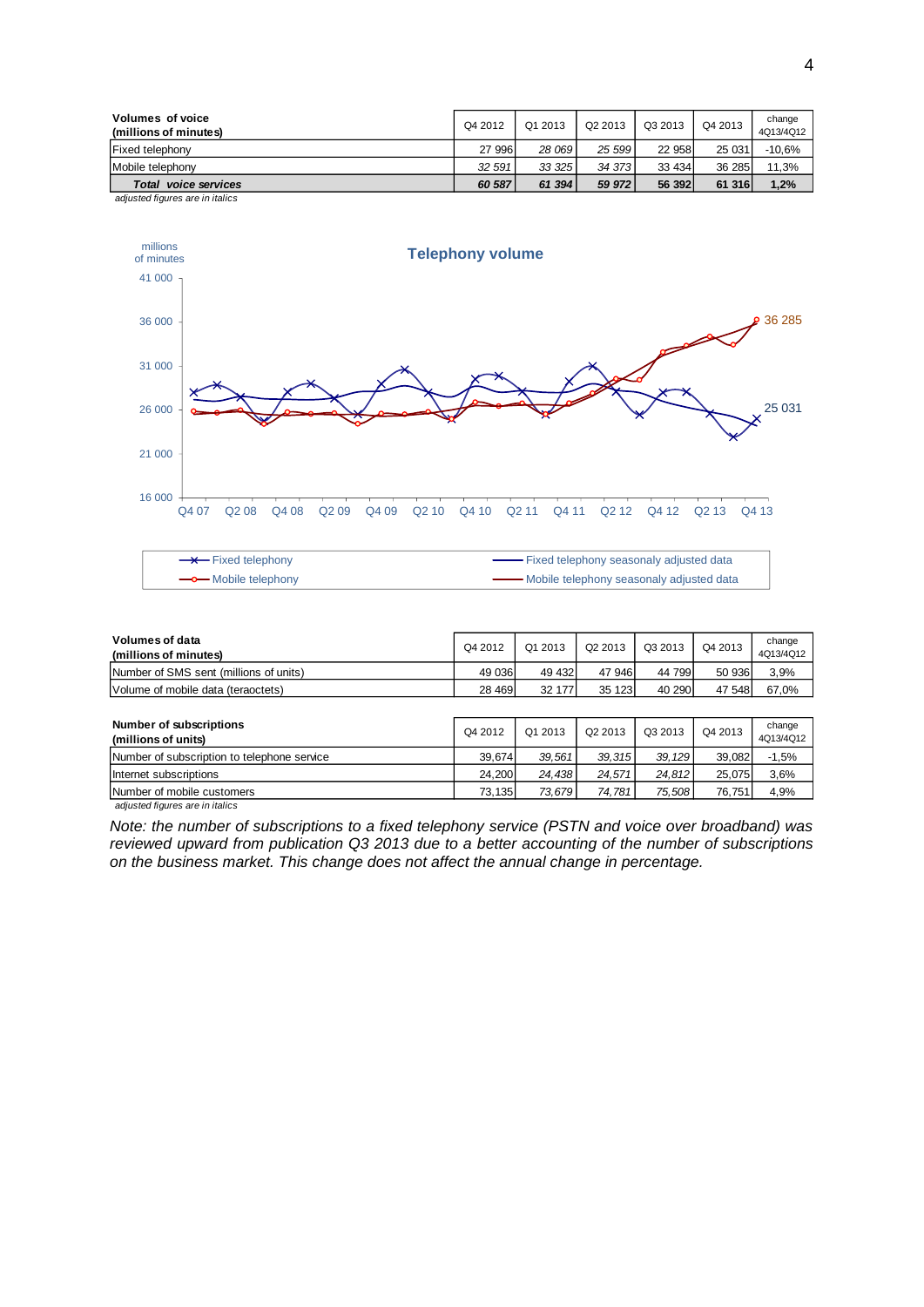| Volumes of voice (millions of minutes) | Q4 2012 | Q1 2013 | Q2 2013 | Q3 2013 | Q4 2013 | change 4Q13/4Q12 |
|---|---|---|---|---|---|---|
| Fixed telephony | 27 996 | *28 069* | *25 599* | 22 958 | 25 031 | -10,6% |
| Mobile telephony | *32 591* | *33 325* | *34 373* | 33 434 | 36 285 | 11,3% |
| ***Total voice services*** | ***60 587*** | ***61 394*** | ***59 972*** | **56 392** | **61 316** | **1,2%** |

*adjusted figures are in italics*

**Telephony volume**

millions of minutes

41 000
36 000
31 000
26 000
21 000
16 000

Q4 07 Q2 08 Q4 08 Q2 09 Q4 09 Q2 10 Q4 10 Q2 11 Q4 11 Q2 12 Q4 12 Q2 13 Q4 13

36 285

25 031

Fixed telephony — Fixed telephony seasonaly adjusted data
Mobile telephony — Mobile telephony seasonaly adjusted data

| Volumes of data (millions of minutes) | Q4 2012 | Q1 2013 | Q2 2013 | Q3 2013 | Q4 2013 | change 4Q13/4Q12 |
|---|---|---|---|---|---|---|
| Number of SMS sent (millions of units) | 49 036 | 49 432 | 47 946 | 44 799 | 50 936 | 3,9% |
| Volume of mobile data (teraoctets) | 28 469 | 32 177 | 35 123 | 40 290 | 47 548 | 67,0% |

| Number of subscriptions (millions of units) | Q4 2012 | Q1 2013 | Q2 2013 | Q3 2013 | Q4 2013 | change 4Q13/4Q12 |
|---|---|---|---|---|---|---|
| Number of subscription to telephone service | 39,674 | *39,561* | *39,315* | *39,129* | 39,082 | -1,5% |
| Internet subscriptions | 24,200 | *24,438* | *24,571* | *24,812* | 25,075 | 3,6% |
| Number of mobile customers | 73,135 | *73,679* | *74,781* | *75,508* | 76,751 | 4,9% |

*adjusted figures are in italics*

*Note: the number of subscriptions to a fixed telephony service (PSTN and voice over broadband) was reviewed upward from publication Q3 2013 due to a better accounting of the number of subscriptions on the business market. This change does not affect the annual change in percentage.*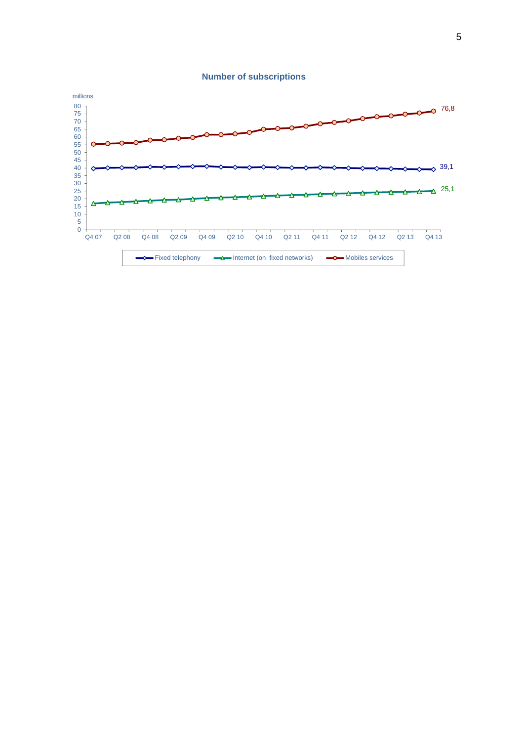**Number of subscriptions**

millions

80
75
70
65
60
55
50
45
40
35
30
25
20
15
10
5
0

Q4 07 Q2 08 Q4 08 Q2 09 Q4 09 Q2 10 Q4 10 Q2 11 Q4 11 Q2 12 Q4 12 Q2 13 Q4 13

76,8

39,1

25,1

Fixed telephony — Internet (on fixed networks) — Mobiles services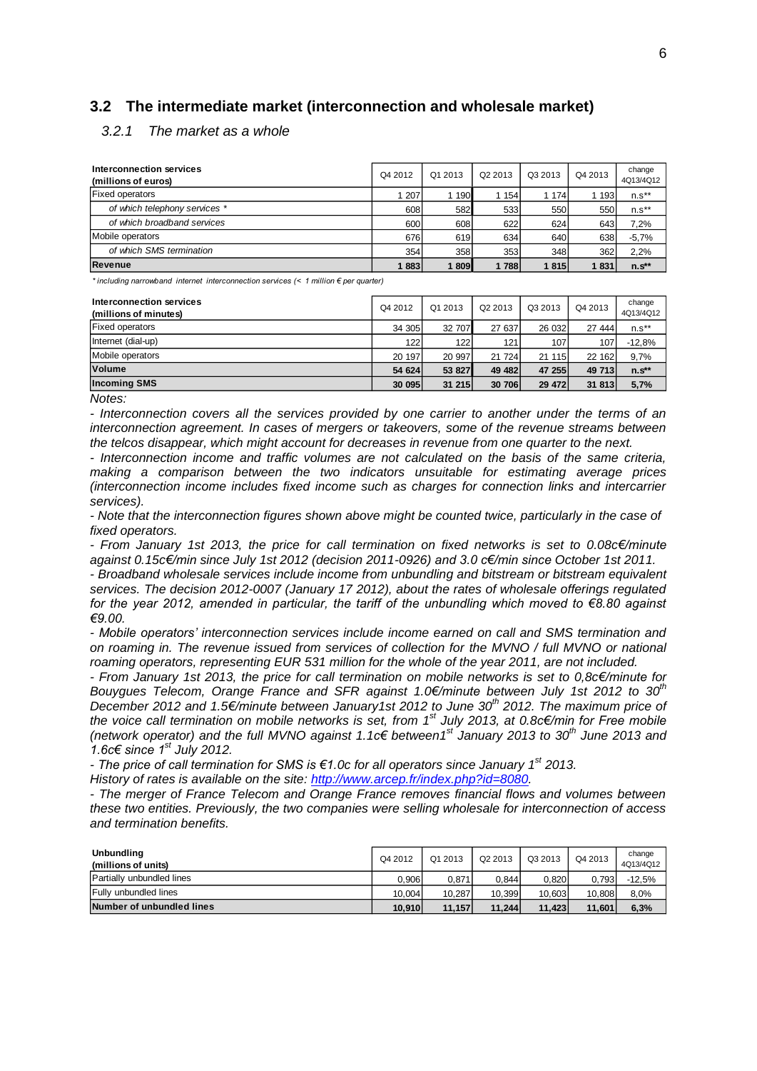## 3.2 The intermediate market (interconnection and wholesale market)

### 3.2.1 The market as a whole

| **Interconnection services (millions of euros)** | Q4 2012 | Q1 2013 | Q2 2013 | Q3 2013 | Q4 2013 | change 4Q13/4Q12 |
|---|---|---|---|---|---|---|
| Fixed operators | 1 207 | 1 190 | 1 154 | 1 174 | 1 193 | n.s** |
| *of which telephony services \** | 608 | 582 | 533 | 550 | 550 | n.s** |
| *of which broadband services* | 600 | 608 | 622 | 624 | 643 | 7,2% |
| Mobile operators | 676 | 619 | 634 | 640 | 638 | -5,7% |
| *of which SMS termination* | 354 | 358 | 353 | 348 | 362 | 2,2% |
| **Revenue** | **1 883** | **1 809** | **1 788** | **1 815** | **1 831** | **n.s\*\*** |

*\* including narrowband internet interconnection services (< 1 million € per quarter)*

| **Interconnection services (millions of minutes)** | Q4 2012 | Q1 2013 | Q2 2013 | Q3 2013 | Q4 2013 | change 4Q13/4Q12 |
|---|---|---|---|---|---|---|
| Fixed operators | 34 305 | 32 707 | 27 637 | 26 032 | 27 444 | n.s** |
| Internet (dial-up) | 122 | 122 | 121 | 107 | 107 | -12,8% |
| Mobile operators | 20 197 | 20 997 | 21 724 | 21 115 | 22 162 | 9,7% |
| **Volume** | **54 624** | **53 827** | **49 482** | **47 255** | **49 713** | **n.s\*\*** |
| **Incoming SMS** | **30 095** | **31 215** | **30 706** | **29 472** | **31 813** | **5,7%** |

*Notes:*

*- Interconnection covers all the services provided by one carrier to another under the terms of an interconnection agreement. In cases of mergers or takeovers, some of the revenue streams between the telcos disappear, which might account for decreases in revenue from one quarter to the next.*

*- Interconnection income and traffic volumes are not calculated on the basis of the same criteria, making a comparison between the two indicators unsuitable for estimating average prices (interconnection income includes fixed income such as charges for connection links and intercarrier services).*

*- Note that the interconnection figures shown above might be counted twice, particularly in the case of fixed operators.*

*- From January 1st 2013, the price for call termination on fixed networks is set to 0.08c€/minute against 0.15c€/min since July 1st 2012 (decision 2011-0926) and 3.0 c€/min since October 1st 2011.*

*- Broadband wholesale services include income from unbundling and bitstream or bitstream equivalent services. The decision 2012-0007 (January 17 2012), about the rates of wholesale offerings regulated for the year 2012, amended in particular, the tariff of the unbundling which moved to €8.80 against €9.00.*

*- Mobile operators' interconnection services include income earned on call and SMS termination and on roaming in. The revenue issued from services of collection for the MVNO / full MVNO or national roaming operators, representing EUR 531 million for the whole of the year 2011, are not included.*

*- From January 1st 2013, the price for call termination on mobile networks is set to 0,8c€/minute for Bouygues Telecom, Orange France and SFR against 1.0€/minute between July 1st 2012 to 30th December 2012 and 1.5€/minute between January1st 2012 to June 30th 2012. The maximum price of the voice call termination on mobile networks is set, from 1st July 2013, at 0.8c€/min for Free mobile (network operator) and the full MVNO against 1.1c€ between1st January 2013 to 30th June 2013 and 1.6c€ since 1st July 2012.*

*- The price of call termination for SMS is €1.0c for all operators since January 1st 2013.*

*History of rates is available on the site: [http://www.arcep.fr/index.php?id=8080](http://www.arcep.fr/index.php?id=8080).*

*- The merger of France Telecom and Orange France removes financial flows and volumes between these two entities. Previously, the two companies were selling wholesale for interconnection of access and termination benefits.*

| **Unbundling (millions of units)** | Q4 2012 | Q1 2013 | Q2 2013 | Q3 2013 | Q4 2013 | change 4Q13/4Q12 |
|---|---|---|---|---|---|---|
| Partially unbundled lines | 0,906 | 0,871 | 0,844 | 0,820 | 0,793 | -12,5% |
| Fully unbundled lines | 10,004 | 10,287 | 10,399 | 10,603 | 10,808 | 8,0% |
| **Number of unbundled lines** | **10,910** | **11,157** | **11,244** | **11,423** | **11,601** | **6,3%** |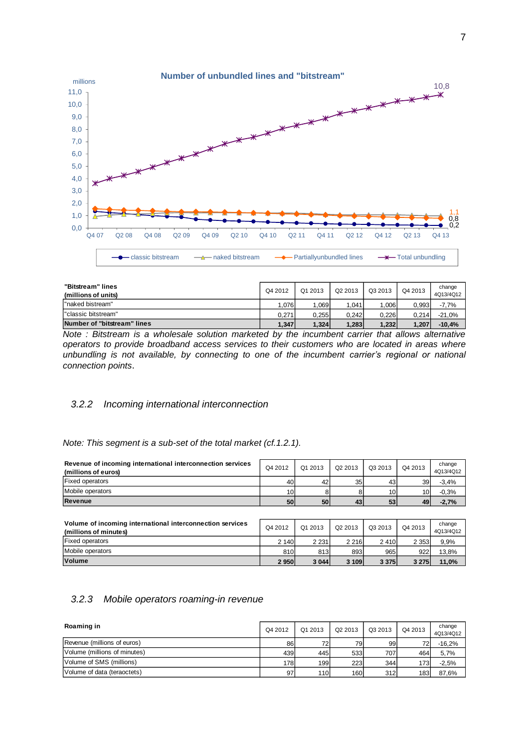**Number of unbundled lines and "bitstream"**

| "Bitstream" lines (millions of units) | Q4 2012 | Q1 2013 | Q2 2013 | Q3 2013 | Q4 2013 | change 4Q13/4Q12 |
|---|---|---|---|---|---|---|
| "naked bistream" | 1,076 | 1,069 | 1,041 | 1,006 | 0,993 | -7,7% |
| "classic bitstream" | 0,271 | 0,255 | 0,242 | 0,226 | 0,214 | -21,0% |
| **Number of "bitstream" lines** | **1,347** | **1,324** | **1,283** | **1,232** | **1,207** | **-10,4%** |

*Note : Bitstream is a wholesale solution marketed by the incumbent carrier that allows alternative operators to provide broadband access services to their customers who are located in areas where unbundling is not available, by connecting to one of the incumbent carrier's regional or national connection points*.

### *3.2.2 Incoming international interconnection*

*Note: This segment is a sub-set of the total market (cf.1.2.1).*

| Revenue of incoming international interconnection services (millions of euros) | Q4 2012 | Q1 2013 | Q2 2013 | Q3 2013 | Q4 2013 | change 4Q13/4Q12 |
|---|---|---|---|---|---|---|
| Fixed operators | 40 | 42 | 35 | 43 | 39 | -3,4% |
| Mobile operators | 10 | 8 | 8 | 10 | 10 | -0,3% |
| **Revenue** | **50** | **50** | **43** | **53** | **49** | **-2,7%** |

| Volume of incoming international interconnection services (millions of minutes) | Q4 2012 | Q1 2013 | Q2 2013 | Q3 2013 | Q4 2013 | change 4Q13/4Q12 |
|---|---|---|---|---|---|---|
| Fixed operators | 2 140 | 2 231 | 2 216 | 2 410 | 2 353 | 9,9% |
| Mobile operators | 810 | 813 | 893 | 965 | 922 | 13,8% |
| **Volume** | **2 950** | **3 044** | **3 109** | **3 375** | **3 275** | **11,0%** |

### *3.2.3 Mobile operators roaming-in revenue*

| Roaming in | Q4 2012 | Q1 2013 | Q2 2013 | Q3 2013 | Q4 2013 | change 4Q13/4Q12 |
|---|---|---|---|---|---|---|
| Revenue (millions of euros) | 86 | 72 | 79 | 99 | 72 | -16,2% |
| Volume (millions of minutes) | 439 | 445 | 533 | 707 | 464 | 5,7% |
| Volume of SMS (millions) | 178 | 199 | 223 | 344 | 173 | -2,5% |
| Volume of data (teraoctets) | 97 | 110 | 160 | 312 | 183 | 87,6% |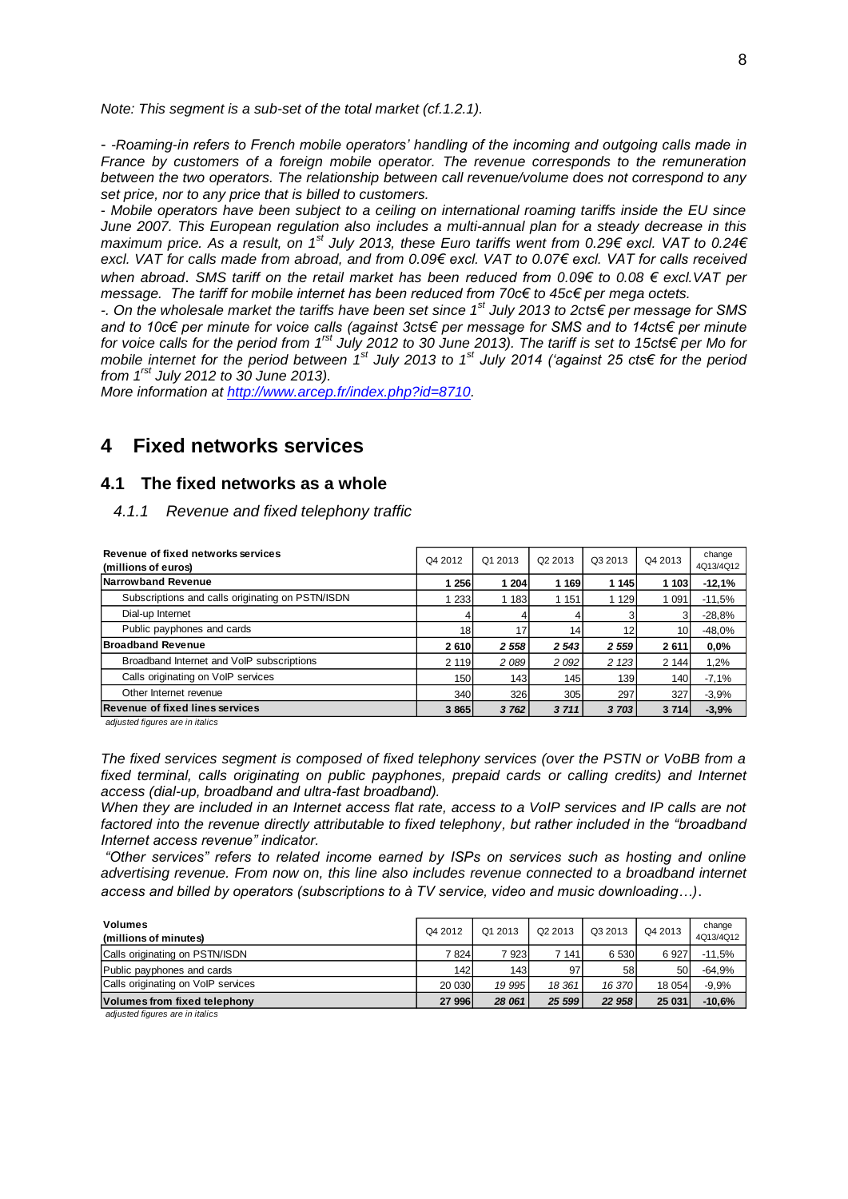*Note: This segment is a sub-set of the total market (cf.1.2.1).*

*- -Roaming-in refers to French mobile operators' handling of the incoming and outgoing calls made in France by customers of a foreign mobile operator. The revenue corresponds to the remuneration between the two operators. The relationship between call revenue/volume does not correspond to any set price, nor to any price that is billed to customers.*

*- Mobile operators have been subject to a ceiling on international roaming tariffs inside the EU since June 2007. This European regulation also includes a multi-annual plan for a steady decrease in this maximum price. As a result, on 1st July 2013, these Euro tariffs went from 0.29€ excl. VAT to 0.24€ excl. VAT for calls made from abroad, and from 0.09€ excl. VAT to 0.07€ excl. VAT for calls received when abroad. SMS tariff on the retail market has been reduced from 0.09€ to 0.08 € excl.VAT per message. The tariff for mobile internet has been reduced from 70c€ to 45c€ per mega octets.*

*-. On the wholesale market the tariffs have been set since 1st July 2013 to 2cts€ per message for SMS and to 10c€ per minute for voice calls (against 3cts€ per message for SMS and to 14cts€ per minute for voice calls for the period from 1rst July 2012 to 30 June 2013). The tariff is set to 15cts€ per Mo for mobile internet for the period between 1st July 2013 to 1st July 2014 ('against 25 cts€ for the period from 1rst July 2012 to 30 June 2013).*

*More information at http://www.arcep.fr/index.php?id=8710.*

# 4 Fixed networks services

## 4.1 The fixed networks as a whole

### 4.1.1 Revenue and fixed telephony traffic

| Revenue of fixed networks services (millions of euros) | Q4 2012 | Q1 2013 | Q2 2013 | Q3 2013 | Q4 2013 | change 4Q13/4Q12 |
|---|---|---|---|---|---|---|
| **Narrowband Revenue** | **1 256** | **1 204** | **1 169** | **1 145** | **1 103** | **-12,1%** |
| Subscriptions and calls originating on PSTN/ISDN | 1 233 | 1 183 | 1 151 | 1 129 | 1 091 | -11,5% |
| Dial-up Internet | 4 | 4 | 4 | 3 | 3 | -28,8% |
| Public payphones and cards | 18 | 17 | 14 | 12 | 10 | -48,0% |
| **Broadband Revenue** | **2 610** | ***2 558*** | ***2 543*** | ***2 559*** | **2 611** | **0,0%** |
| Broadband Internet and VoIP subscriptions | 2 119 | *2 089* | *2 092* | *2 123* | 2 144 | 1,2% |
| Calls originating on VoIP services | 150 | 143 | 145 | 139 | 140 | -7,1% |
| Other Internet revenue | 340 | 326 | 305 | 297 | 327 | -3,9% |
| **Revenue of fixed lines services** | **3 865** | ***3 762*** | ***3 711*** | ***3 703*** | **3 714** | **-3,9%** |

*adjusted figures are in italics*

*The fixed services segment is composed of fixed telephony services (over the PSTN or VoBB from a fixed terminal, calls originating on public payphones, prepaid cards or calling credits) and Internet access (dial-up, broadband and ultra-fast broadband).*

*When they are included in an Internet access flat rate, access to a VoIP services and IP calls are not factored into the revenue directly attributable to fixed telephony, but rather included in the "broadband Internet access revenue" indicator.*

*"Other services" refers to related income earned by ISPs on services such as hosting and online advertising revenue. From now on, this line also includes revenue connected to a broadband internet access and billed by operators (subscriptions to à TV service, video and music downloading…).*

| Volumes (millions of minutes) | Q4 2012 | Q1 2013 | Q2 2013 | Q3 2013 | Q4 2013 | change 4Q13/4Q12 |
|---|---|---|---|---|---|---|
| Calls originating on PSTN/ISDN | 7 824 | 7 923 | 7 141 | 6 530 | 6 927 | -11,5% |
| Public payphones and cards | 142 | 143 | 97 | 58 | 50 | -64,9% |
| Calls originating on VoIP services | 20 030 | *19 995* | *18 361* | *16 370* | 18 054 | -9,9% |
| **Volumes from fixed telephony** | **27 996** | ***28 061*** | ***25 599*** | ***22 958*** | **25 031** | **-10,6%** |

*adjusted figures are in italics*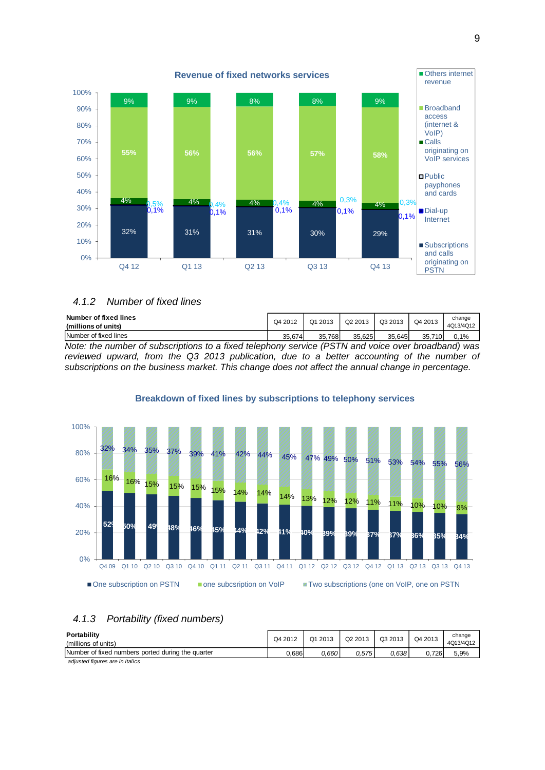Revenue of fixed networks services

| | Q4 12 | Q1 13 | Q2 13 | Q3 13 | Q4 13 |
|---|---|---|---|---|---|
| Others internet revenue | 9% | 9% | 8% | 8% | 9% |
| Broadband access (internet & VoIP) | 55% | 56% | 56% | 57% | 58% |
| Calls originating on VoIP services | 4% | 4% | 4% | 4% | 4% |
| Public payphones and cards | 0,5% | 0,4% | 0,4% | 0,3% | 0,3% |
| Dial-up Internet | 0,1% | 0,1% | 0,1% | 0,1% | 0,1% |
| Subscriptions and calls originating on PSTN | 32% | 31% | 31% | 30% | 29% |

### 4.1.2 Number of fixed lines

| Number of fixed lines (millions of units) | Q4 2012 | Q1 2013 | Q2 2013 | Q3 2013 | Q4 2013 | change 4Q13/4Q12 |
|---|---|---|---|---|---|---|
| Number of fixed lines | 35,674 | 35,768 | 35,625 | 35,645 | 35,710 | 0,1% |

*Note: the number of subscriptions to a fixed telephony service (PSTN and voice over broadband) was reviewed upward, from the Q3 2013 publication, due to a better accounting of the number of subscriptions on the business market. This change does not affect the annual change in percentage.*

Breakdown of fixed lines by subscriptions to telephony services

| | Q4 09 | Q1 10 | Q2 10 | Q3 10 | Q4 10 | Q1 11 | Q2 11 | Q3 11 | Q4 11 | Q1 12 | Q2 12 | Q3 12 | Q4 12 | Q1 13 | Q2 13 | Q3 13 | Q4 13 |
|---|---|---|---|---|---|---|---|---|---|---|---|---|---|---|---|---|---|
| One subscription on PSTN | 52% | 50% | 49% | 48% | 46% | 45% | 44% | 42% | 41% | 40% | 39% | 39% | 37% | 37% | 36% | 35% | 34% |
| one subcsription on VoIP | 16% | 16% | 15% | 15% | 15% | 15% | 14% | 14% | 14% | 13% | 12% | 12% | 11% | 11% | 10% | 10% | 9% |
| Two subscriptions (one on VoIP, one on PSTN | 32% | 34% | 35% | 37% | 39% | 41% | 42% | 44% | 45% | 47% | 49% | 50% | 51% | 53% | 54% | 55% | 56% |

### 4.1.3 Portability (fixed numbers)

| **Portability** (millions of units) | Q4 2012 | Q1 2013 | Q2 2013 | Q3 2013 | Q4 2013 | change 4Q13/4Q12 |
|---|---|---|---|---|---|---|
| Number of fixed numbers ported during the quarter | 0,686 | *0,660* | *0,575* | *0,638* | 0,726 | 5,9% |

*adjusted figures are in italics*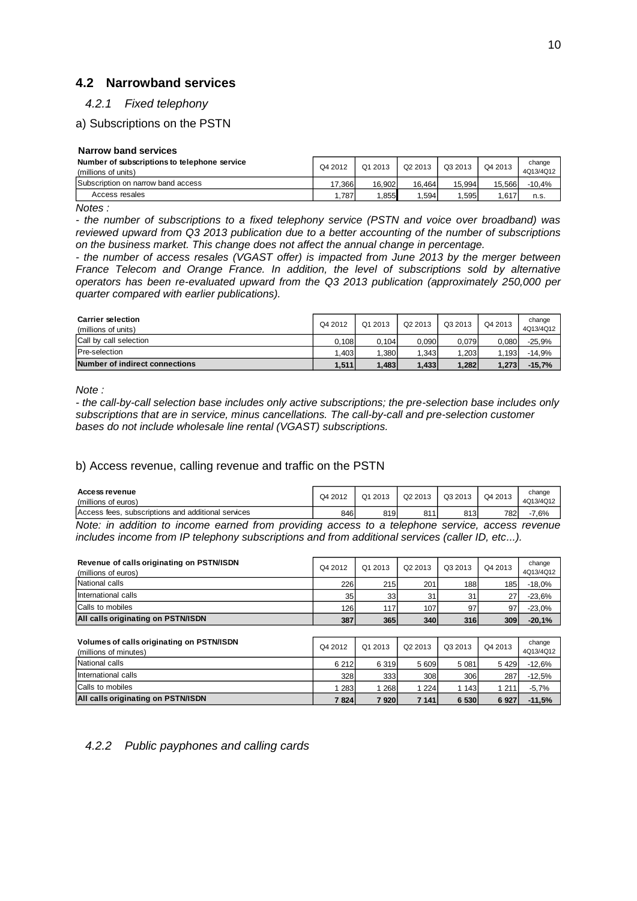## 4.2 Narrowband services

### *4.2.1 Fixed telephony*

a) Subscriptions on the PSTN

**Narrow band services**

| **Number of subscriptions to telephone service** (millions of units) | Q4 2012 | Q1 2013 | Q2 2013 | Q3 2013 | Q4 2013 | change 4Q13/4Q12 |
|---|---|---|---|---|---|---|
| Subscription on narrow band access | 17,366 | 16,902 | 16,464 | 15,994 | 15,566 | -10,4% |
| Access resales | 1,787 | 1,855 | 1,594 | 1,595 | 1,617 | n.s. |

*Notes :*

*- the number of subscriptions to a fixed telephony service (PSTN and voice over broadband) was reviewed upward from Q3 2013 publication due to a better accounting of the number of subscriptions on the business market. This change does not affect the annual change in percentage.*

*- the number of access resales (VGAST offer) is impacted from June 2013 by the merger between France Telecom and Orange France. In addition, the level of subscriptions sold by alternative operators has been re-evaluated upward from the Q3 2013 publication (approximately 250,000 per quarter compared with earlier publications).*

| **Carrier selection** (millions of units) | Q4 2012 | Q1 2013 | Q2 2013 | Q3 2013 | Q4 2013 | change 4Q13/4Q12 |
|---|---|---|---|---|---|---|
| Call by call selection | 0,108 | 0,104 | 0,090 | 0,079 | 0,080 | -25,9% |
| Pre-selection | 1,403 | 1,380 | 1,343 | 1,203 | 1,193 | -14,9% |
| **Number of indirect connections** | **1,511** | **1,483** | **1,433** | **1,282** | **1,273** | **-15,7%** |

*Note :*

*- the call-by-call selection base includes only active subscriptions; the pre-selection base includes only subscriptions that are in service, minus cancellations. The call-by-call and pre-selection customer bases do not include wholesale line rental (VGAST) subscriptions.*

b) Access revenue, calling revenue and traffic on the PSTN

| **Access revenue** (millions of euros) | Q4 2012 | Q1 2013 | Q2 2013 | Q3 2013 | Q4 2013 | change 4Q13/4Q12 |
|---|---|---|---|---|---|---|
| Access fees, subscriptions and additional services | 846 | 819 | 811 | 813 | 782 | -7,6% |

*Note: in addition to income earned from providing access to a telephone service, access revenue includes income from IP telephony subscriptions and from additional services (caller ID, etc...).*

| **Revenue of calls originating on PSTN/ISDN** (millions of euros) | Q4 2012 | Q1 2013 | Q2 2013 | Q3 2013 | Q4 2013 | change 4Q13/4Q12 |
|---|---|---|---|---|---|---|
| National calls | 226 | 215 | 201 | 188 | 185 | -18,0% |
| International calls | 35 | 33 | 31 | 31 | 27 | -23,6% |
| Calls to mobiles | 126 | 117 | 107 | 97 | 97 | -23,0% |
| **All calls originating on PSTN/ISDN** | **387** | **365** | **340** | **316** | **309** | **-20,1%** |

| **Volumes of calls originating on PSTN/ISDN** (millions of minutes) | Q4 2012 | Q1 2013 | Q2 2013 | Q3 2013 | Q4 2013 | change 4Q13/4Q12 |
|---|---|---|---|---|---|---|
| National calls | 6 212 | 6 319 | 5 609 | 5 081 | 5 429 | -12,6% |
| International calls | 328 | 333 | 308 | 306 | 287 | -12,5% |
| Calls to mobiles | 1 283 | 1 268 | 1 224 | 1 143 | 1 211 | -5,7% |
| **All calls originating on PSTN/ISDN** | **7 824** | **7 920** | **7 141** | **6 530** | **6 927** | **-11,5%** |

### *4.2.2 Public payphones and calling cards*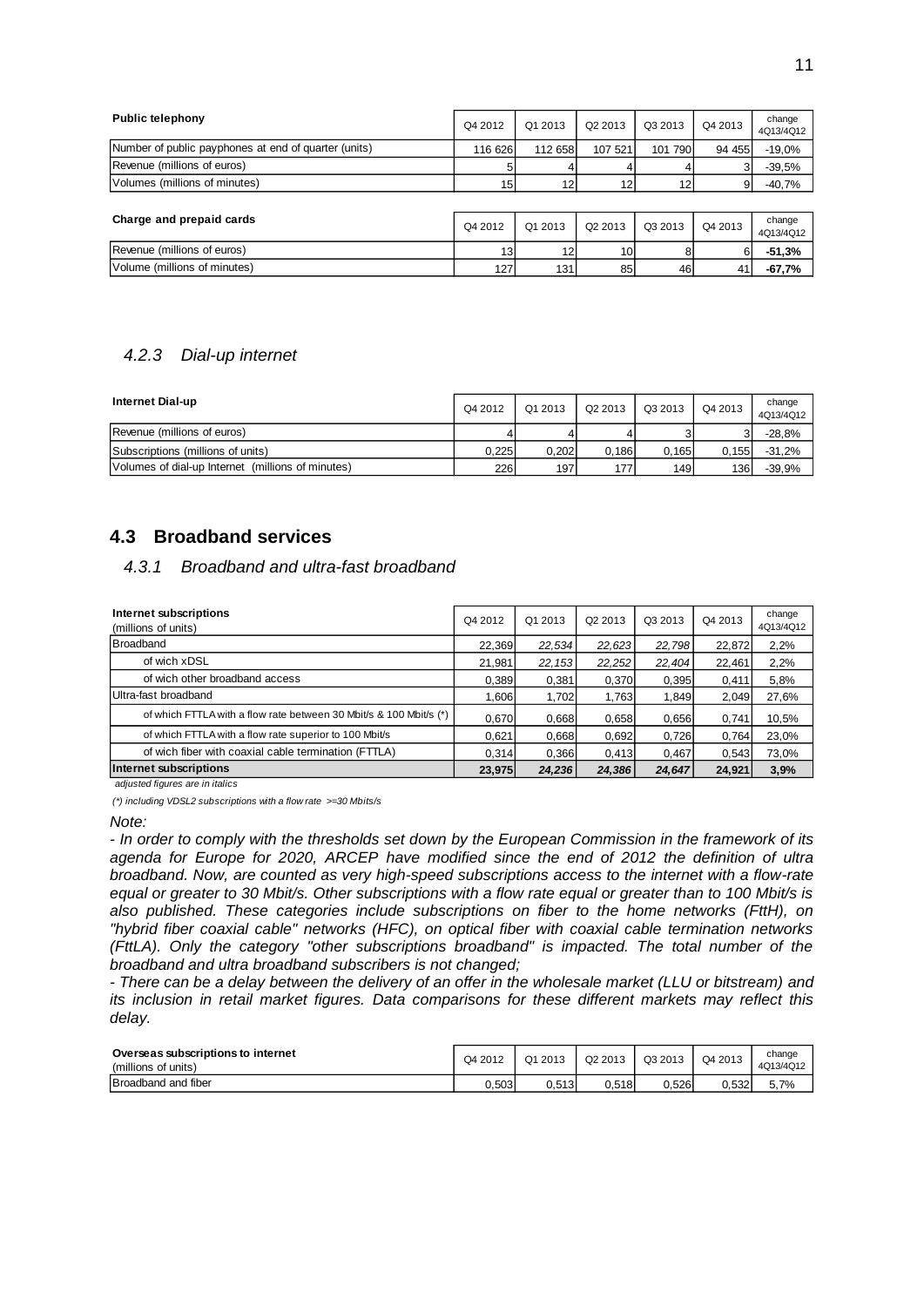| **Public telephony** | Q4 2012 | Q1 2013 | Q2 2013 | Q3 2013 | Q4 2013 | change 4Q13/4Q12 |
|---|---|---|---|---|---|---|
| Number of public payphones at end of quarter (units) | 116 626 | 112 658 | 107 521 | 101 790 | 94 455 | -19,0% |
| Revenue (millions of euros) | 5 | 4 | 4 | 4 | 3 | -39,5% |
| Volumes (millions of minutes) | 15 | 12 | 12 | 12 | 9 | -40,7% |

| **Charge and prepaid cards** | Q4 2012 | Q1 2013 | Q2 2013 | Q3 2013 | Q4 2013 | change 4Q13/4Q12 |
|---|---|---|---|---|---|---|
| Revenue (millions of euros) | 13 | 12 | 10 | 8 | 6 | **-51,3%** |
| Volume (millions of minutes) | 127 | 131 | 85 | 46 | 41 | **-67,7%** |

### *4.2.3 Dial-up internet*

| **Internet Dial-up** | Q4 2012 | Q1 2013 | Q2 2013 | Q3 2013 | Q4 2013 | change 4Q13/4Q12 |
|---|---|---|---|---|---|---|
| Revenue (millions of euros) | 4 | 4 | 4 | 3 | 3 | -28,8% |
| Subscriptions (millions of units) | 0,225 | 0,202 | 0,186 | 0,165 | 0,155 | -31,2% |
| Volumes of dial-up Internet (millions of minutes) | 226 | 197 | 177 | 149 | 136 | -39,9% |

## 4.3 Broadband services

### *4.3.1 Broadband and ultra-fast broadband*

| **Internet subscriptions** (millions of units) | Q4 2012 | Q1 2013 | Q2 2013 | Q3 2013 | Q4 2013 | change 4Q13/4Q12 |
|---|---|---|---|---|---|---|
| Broadband | 22,369 | *22,534* | *22,623* | *22,798* | 22,872 | 2,2% |
| of wich xDSL | 21,981 | *22,153* | *22,252* | *22,404* | 22,461 | 2,2% |
| of wich other broadband access | 0,389 | 0,381 | 0,370 | 0,395 | 0,411 | 5,8% |
| Ultra-fast broadband | 1,606 | 1,702 | 1,763 | 1,849 | 2,049 | 27,6% |
| of which FTTLA with a flow rate between 30 Mbit/s & 100 Mbit/s (*) | 0,670 | 0,668 | 0,658 | 0,656 | 0,741 | 10,5% |
| of which FTTLA with a flow rate superior to 100 Mbit/s | 0,621 | 0,668 | 0,692 | 0,726 | 0,764 | 23,0% |
| of wich fiber with coaxial cable termination (FTTLA) | 0,314 | 0,366 | 0,413 | 0,467 | 0,543 | 73,0% |
| **Internet subscriptions** | **23,975** | ***24,236*** | ***24,386*** | ***24,647*** | **24,921** | **3,9%** |

*adjusted figures are in italics*

*(*) including VDSL2 subscriptions with a flow rate >=30 Mbits/s*

*Note:*

*- In order to comply with the thresholds set down by the European Commission in the framework of its agenda for Europe for 2020, ARCEP have modified since the end of 2012 the definition of ultra broadband. Now, are counted as very high-speed subscriptions access to the internet with a flow-rate equal or greater to 30 Mbit/s. Other subscriptions with a flow rate equal or greater than to 100 Mbit/s is also published. These categories include subscriptions on fiber to the home networks (FttH), on "hybrid fiber coaxial cable" networks (HFC), on optical fiber with coaxial cable termination networks (FttLA). Only the category "other subscriptions broadband" is impacted. The total number of the broadband and ultra broadband subscribers is not changed;*

*- There can be a delay between the delivery of an offer in the wholesale market (LLU or bitstream) and its inclusion in retail market figures. Data comparisons for these different markets may reflect this delay.*

| **Overseas subscriptions to internet** (millions of units) | Q4 2012 | Q1 2013 | Q2 2013 | Q3 2013 | Q4 2013 | change 4Q13/4Q12 |
|---|---|---|---|---|---|---|
| Broadband and fiber | 0,503 | 0,513 | 0,518 | 0,526 | 0,532 | 5,7% |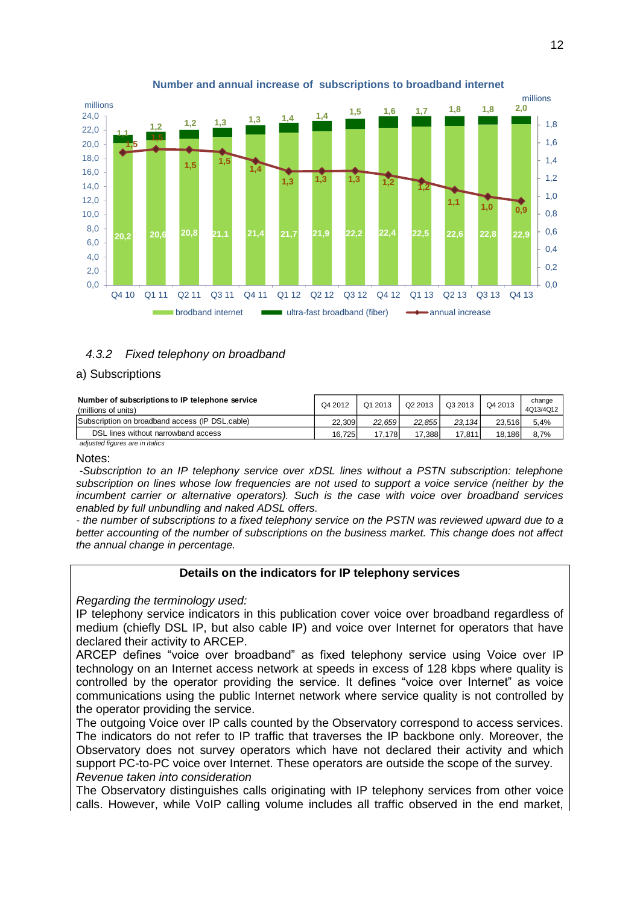**Number and annual increase of subscriptions to broadband internet**

| | Q4 10 | Q1 11 | Q2 11 | Q3 11 | Q4 11 | Q1 12 | Q2 12 | Q3 12 | Q4 12 | Q1 13 | Q2 13 | Q3 13 | Q4 13 |
|---|---|---|---|---|---|---|---|---|---|---|---|---|---|
| brodband internet (millions) | 20,2 | 20,6 | 20,8 | 21,1 | 21,4 | 21,7 | 21,9 | 22,2 | 22,4 | 22,5 | 22,6 | 22,8 | 22,9 |
| ultra-fast broadband (fiber) | 1,1 | 1,2 | 1,2 | 1,3 | 1,3 | 1,4 | 1,4 | 1,5 | 1,6 | 1,7 | 1,8 | 1,8 | 2,0 |
| annual increase (millions) | 1,5 | 1,6 | 1,5 | 1,5 | 1,4 | 1,3 | 1,3 | 1,3 | 1,2 | 1,2 | 1,1 | 1,0 | 0,9 |

### 4.3.2 *Fixed telephony on broadband*

a) Subscriptions

| **Number of subscriptions to IP telephone service** (millions of units) | Q4 2012 | Q1 2013 | Q2 2013 | Q3 2013 | Q4 2013 | change 4Q13/4Q12 |
|---|---|---|---|---|---|---|
| Subscription on broadband access (IP DSL,cable) | 22,309 | *22,659* | *22,855* | *23,134* | 23,516 | 5,4% |
| DSL lines without narrowband access | 16,725 | 17,178 | 17,388 | 17,811 | 18,186 | 8,7% |

*adjusted figures are in italics*

Notes:

*-Subscription to an IP telephony service over xDSL lines without a PSTN subscription: telephone subscription on lines whose low frequencies are not used to support a voice service (neither by the incumbent carrier or alternative operators). Such is the case with voice over broadband services enabled by full unbundling and naked ADSL offers.*

*- the number of subscriptions to a fixed telephony service on the PSTN was reviewed upward due to a better accounting of the number of subscriptions on the business market. This change does not affect the annual change in percentage.*

**Details on the indicators for IP telephony services**

*Regarding the terminology used:*

IP telephony service indicators in this publication cover voice over broadband regardless of medium (chiefly DSL IP, but also cable IP) and voice over Internet for operators that have declared their activity to ARCEP.

ARCEP defines “voice over broadband” as fixed telephony service using Voice over IP technology on an Internet access network at speeds in excess of 128 kbps where quality is controlled by the operator providing the service. It defines “voice over Internet” as voice communications using the public Internet network where service quality is not controlled by the operator providing the service.

The outgoing Voice over IP calls counted by the Observatory correspond to access services. The indicators do not refer to IP traffic that traverses the IP backbone only. Moreover, the Observatory does not survey operators which have not declared their activity and which support PC-to-PC voice over Internet. These operators are outside the scope of the survey.

*Revenue taken into consideration*

The Observatory distinguishes calls originating with IP telephony services from other voice calls. However, while VoIP calling volume includes all traffic observed in the end market,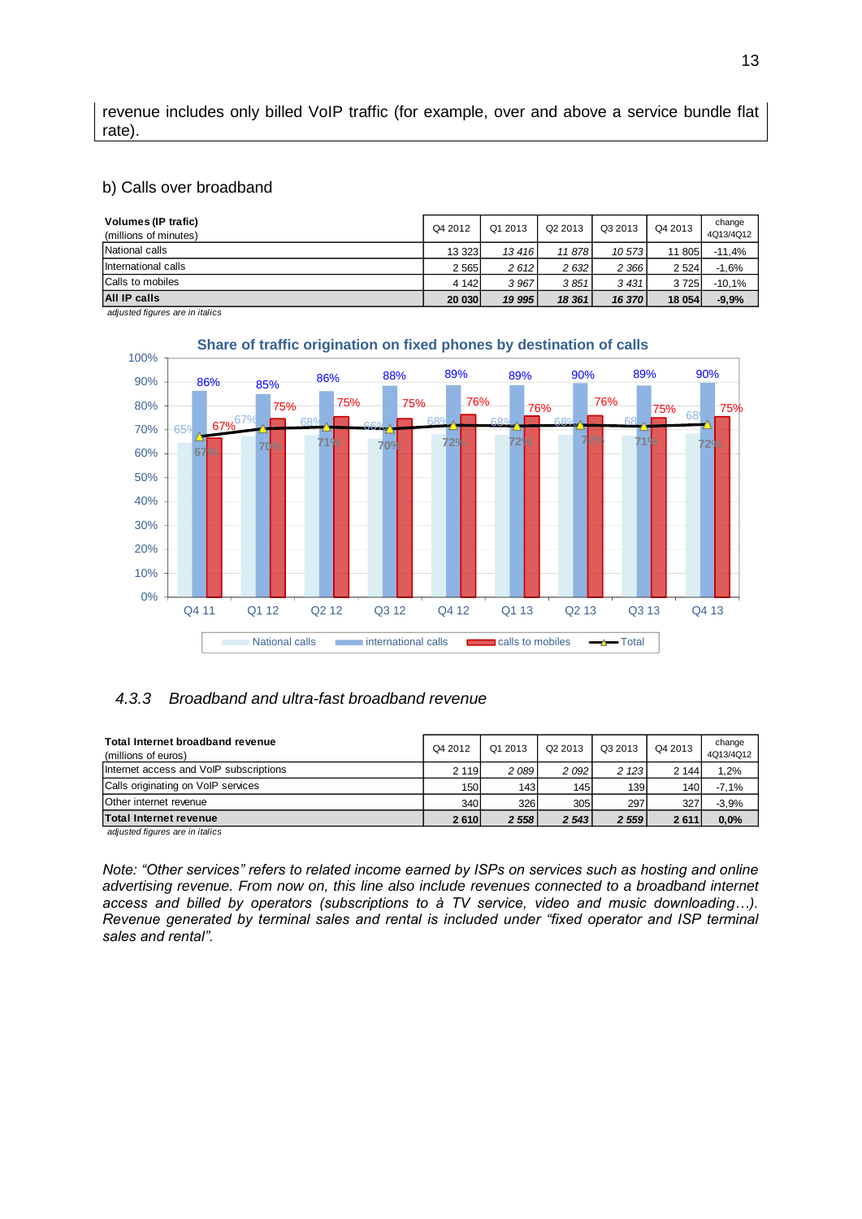revenue includes only billed VoIP traffic (for example, over and above a service bundle flat rate).

b) Calls over broadband

| **Volumes (IP trafic)** (millions of minutes) | Q4 2012 | Q1 2013 | Q2 2013 | Q3 2013 | Q4 2013 | change 4Q13/4Q12 |
|---|---|---|---|---|---|---|
| National calls | 13 323 | *13 416* | *11 878* | *10 573* | 11 805 | -11,4% |
| International calls | 2 565 | *2 612* | *2 632* | *2 366* | 2 524 | -1,6% |
| Calls to mobiles | 4 142 | *3 967* | *3 851* | *3 431* | 3 725 | -10,1% |
| **All IP calls** | **20 030** | ***19 995*** | ***18 361*** | ***16 370*** | **18 054** | **-9,9%** |

*adjusted figures are in italics*

**Share of traffic origination on fixed phones by destination of calls**

| | Q4 11 | Q1 12 | Q2 12 | Q3 12 | Q4 12 | Q1 13 | Q2 13 | Q3 13 | Q4 13 |
|---|---|---|---|---|---|---|---|---|---|
| National calls | 65% | 67% | 68% | 66% | 68% | 68% | 68% | 68% | 68% |
| International calls | 86% | 85% | 86% | 88% | 89% | 89% | 90% | 89% | 90% |
| Calls to mobiles | 67% | 75% | 75% | 75% | 76% | 76% | 76% | 75% | 75% |
| Total | 67% | 70% | 71% | 70% | 72% | 72% | 72% | 71% | 72% |

### 4.3.3 *Broadband and ultra-fast broadband revenue*

| **Total Internet broadband revenue** (millions of euros) | Q4 2012 | Q1 2013 | Q2 2013 | Q3 2013 | Q4 2013 | change 4Q13/4Q12 |
|---|---|---|---|---|---|---|
| Internet access and VoIP subscriptions | 2 119 | *2 089* | *2 092* | *2 123* | 2 144 | 1,2% |
| Calls originating on VoIP services | 150 | 143 | 145 | 139 | 140 | -7,1% |
| Other internet revenue | 340 | 326 | 305 | 297 | 327 | -3,9% |
| **Total Internet revenue** | **2 610** | ***2 558*** | ***2 543*** | ***2 559*** | **2 611** | **0,0%** |

*adjusted figures are in italics*

*Note: "Other services" refers to related income earned by ISPs on services such as hosting and online advertising revenue. From now on, this line also include revenues connected to a broadband internet access and billed by operators (subscriptions to à TV service, video and music downloading…). Revenue generated by terminal sales and rental is included under "fixed operator and ISP terminal sales and rental".*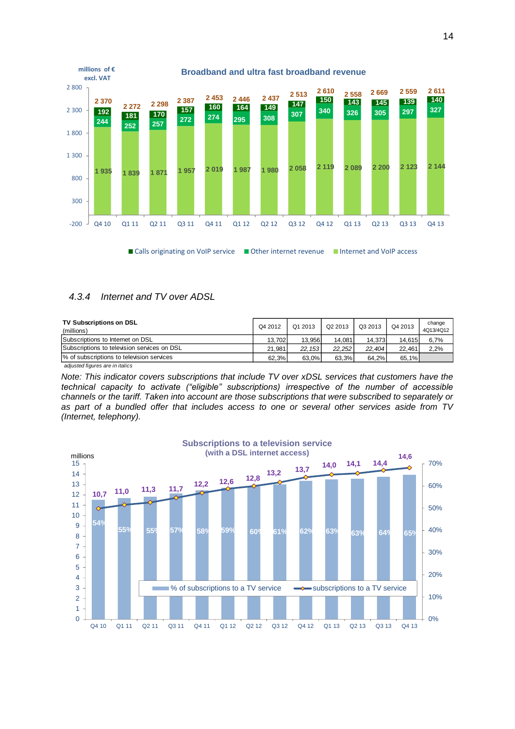**Broadband and ultra fast broadband revenue**

millions of € excl. VAT

| | Q4 10 | Q1 11 | Q2 11 | Q3 11 | Q4 11 | Q1 12 | Q2 12 | Q3 12 | Q4 12 | Q1 13 | Q2 13 | Q3 13 | Q4 13 |
|---|---|---|---|---|---|---|---|---|---|---|---|---|---|
| Total | 2 370 | 2 272 | 2 298 | 2 387 | 2 453 | 2 446 | 2 437 | 2 513 | 2 610 | 2 558 | 2 669 | 2 559 | 2 611 |
| Calls originating on VoIP service | 192 | 181 | 170 | 157 | 160 | 164 | 149 | 147 | 150 | 143 | 145 | 139 | 140 |
| Other internet revenue | 244 | 252 | 257 | 272 | 274 | 295 | 308 | 307 | 340 | 326 | 305 | 297 | 327 |
| Internet and VoIP access | 1 935 | 1 839 | 1 871 | 1 957 | 2 019 | 1 987 | 1 980 | 2 058 | 2 119 | 2 089 | 2 200 | 2 123 | 2 144 |

### 4.3.4 *Internet and TV over ADSL*

| **TV Subscriptions on DSL** (millions) | Q4 2012 | Q1 2013 | Q2 2013 | Q3 2013 | Q4 2013 | change 4Q13/4Q12 |
|---|---|---|---|---|---|---|
| Subscriptions to Internet on DSL | 13,702 | 13,956 | 14,081 | 14,373 | 14,615 | 6,7% |
| Subscriptions to television services on DSL | 21,981 | *22,153* | *22,252* | *22,404* | 22,461 | 2,2% |
| % of subscriptions to television services | 62,3% | 63,0% | 63,3% | 64,2% | 65,1% | |

*adjusted figures are in italics*

*Note: This indicator covers subscriptions that include TV over xDSL services that customers have the technical capacity to activate ("eligible" subscriptions) irrespective of the number of accessible channels or the tariff. Taken into account are those subscriptions that were subscribed to separately or as part of a bundled offer that includes access to one or several other services aside from TV (Internet, telephony).*

**Subscriptions to a television service**
**(with a DSL internet access)**

| | Q4 10 | Q1 11 | Q2 11 | Q3 11 | Q4 11 | Q1 12 | Q2 12 | Q3 12 | Q4 12 | Q1 13 | Q2 13 | Q3 13 | Q4 13 |
|---|---|---|---|---|---|---|---|---|---|---|---|---|---|
| subscriptions to a TV service (millions) | 10,7 | 11,0 | 11,3 | 11,7 | 12,2 | 12,6 | 12,8 | 13,2 | 13,7 | 14,0 | 14,1 | 14,4 | 14,6 |
| % of subscriptions to a TV service | 54% | 55% | 55% | 57% | 58% | 59% | 60% | 61% | 62% | 63% | 63% | 64% | 65% |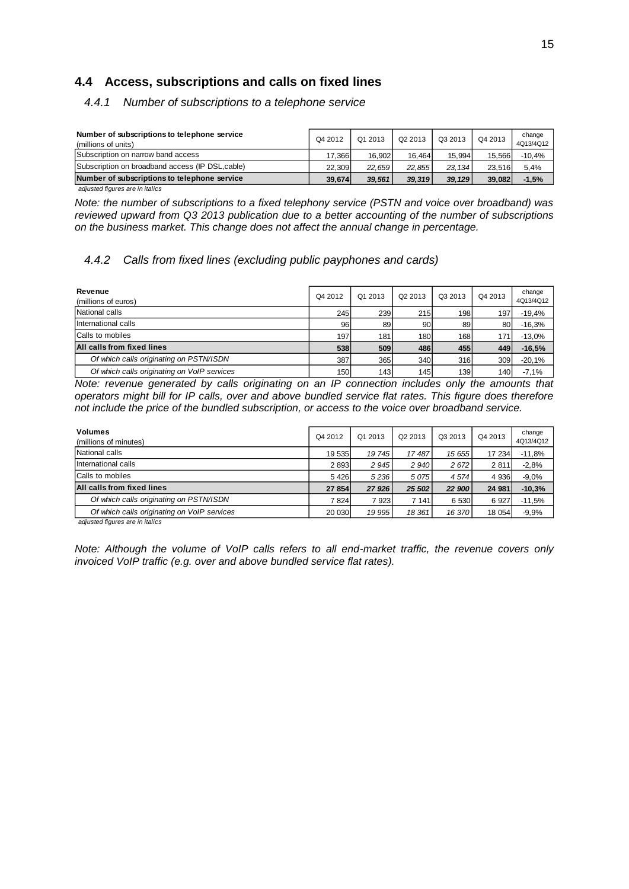## 4.4 Access, subscriptions and calls on fixed lines

### *4.4.1 Number of subscriptions to a telephone service*

| **Number of subscriptions to telephone service** (millions of units) | Q4 2012 | Q1 2013 | Q2 2013 | Q3 2013 | Q4 2013 | change 4Q13/4Q12 |
|---|---|---|---|---|---|---|
| Subscription on narrow band access | 17,366 | 16,902 | 16,464 | 15,994 | 15,566 | -10,4% |
| Subscription on broadband access (IP DSL,cable) | 22,309 | *22,659* | *22,855* | *23,134* | 23,516 | 5,4% |
| **Number of subscriptions to telephone service** | **39,674** | ***39,561*** | ***39,319*** | ***39,129*** | **39,082** | **-1,5%** |

*adjusted figures are in italics*

*Note: the number of subscriptions to a fixed telephony service (PSTN and voice over broadband) was reviewed upward from Q3 2013 publication due to a better accounting of the number of subscriptions on the business market. This change does not affect the annual change in percentage.*

### *4.4.2 Calls from fixed lines (excluding public payphones and cards)*

| **Revenue** (millions of euros) | Q4 2012 | Q1 2013 | Q2 2013 | Q3 2013 | Q4 2013 | change 4Q13/4Q12 |
|---|---|---|---|---|---|---|
| National calls | 245 | 239 | 215 | 198 | 197 | -19,4% |
| International calls | 96 | 89 | 90 | 89 | 80 | -16,3% |
| Calls to mobiles | 197 | 181 | 180 | 168 | 171 | -13,0% |
| **All calls from fixed lines** | **538** | **509** | **486** | **455** | **449** | **-16,5%** |
| *Of which calls originating on PSTN/ISDN* | 387 | 365 | 340 | 316 | 309 | -20,1% |
| *Of which calls originating on VoIP services* | 150 | 143 | 145 | 139 | 140 | -7,1% |

*Note: revenue generated by calls originating on an IP connection includes only the amounts that operators might bill for IP calls, over and above bundled service flat rates. This figure does therefore not include the price of the bundled subscription, or access to the voice over broadband service.*

| **Volumes** (millions of minutes) | Q4 2012 | Q1 2013 | Q2 2013 | Q3 2013 | Q4 2013 | change 4Q13/4Q12 |
|---|---|---|---|---|---|---|
| National calls | 19 535 | *19 745* | *17 487* | *15 655* | 17 234 | -11,8% |
| International calls | 2 893 | *2 945* | *2 940* | *2 672* | 2 811 | -2,8% |
| Calls to mobiles | 5 426 | *5 236* | *5 075* | *4 574* | 4 936 | -9,0% |
| **All calls from fixed lines** | **27 854** | ***27 926*** | ***25 502*** | ***22 900*** | **24 981** | **-10,3%** |
| *Of which calls originating on PSTN/ISDN* | 7 824 | 7 923 | 7 141 | 6 530 | 6 927 | -11,5% |
| *Of which calls originating on VoIP services* | 20 030 | *19 995* | *18 361* | *16 370* | 18 054 | -9,9% |

*adjusted figures are in italics*

*Note: Although the volume of VoIP calls refers to all end-market traffic, the revenue covers only invoiced VoIP traffic (e.g. over and above bundled service flat rates).*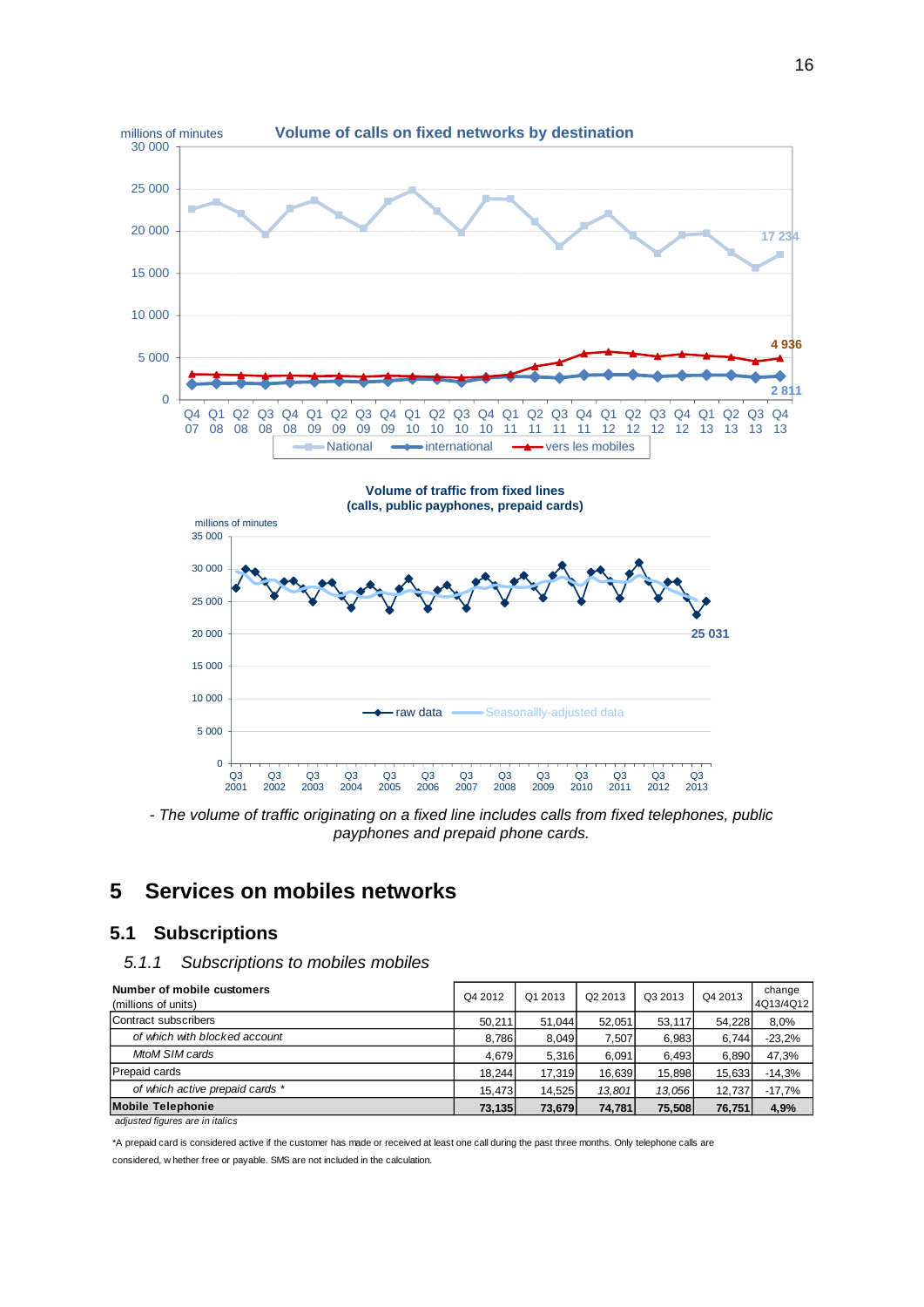Volume of calls on fixed networks by destination

millions of minutes

Volume of traffic from fixed lines
(calls, public payphones, prepaid cards)

millions of minutes

*- The volume of traffic originating on a fixed line includes calls from fixed telephones, public payphones and prepaid phone cards.*

# 5 Services on mobiles networks

## 5.1 Subscriptions

### *5.1.1 Subscriptions to mobiles mobiles*

| **Number of mobile customers** (millions of units) | Q4 2012 | Q1 2013 | Q2 2013 | Q3 2013 | Q4 2013 | change 4Q13/4Q12 |
|---|---|---|---|---|---|---|
| Contract subscribers | 50,211 | 51,044 | 52,051 | 53,117 | 54,228 | 8,0% |
| *of which with blocked account* | 8,786 | 8,049 | 7,507 | 6,983 | 6,744 | -23,2% |
| *MtoM SIM cards* | 4,679 | 5,316 | 6,091 | 6,493 | 6,890 | 47,3% |
| Prepaid cards | 18,244 | 17,319 | 16,639 | 15,898 | 15,633 | -14,3% |
| *of which active prepaid cards \** | 15,473 | 14,525 | *13,801* | *13,056* | 12,737 | -17,7% |
| **Mobile Telephonie** | **73,135** | **73,679** | **74,781** | **75,508** | **76,751** | **4,9%** |

*adjusted figures are in italics*

*A prepaid card is considered active if the customer has made or received at least one call during the past three months. Only telephone calls are considered, whether free or payable. SMS are not included in the calculation.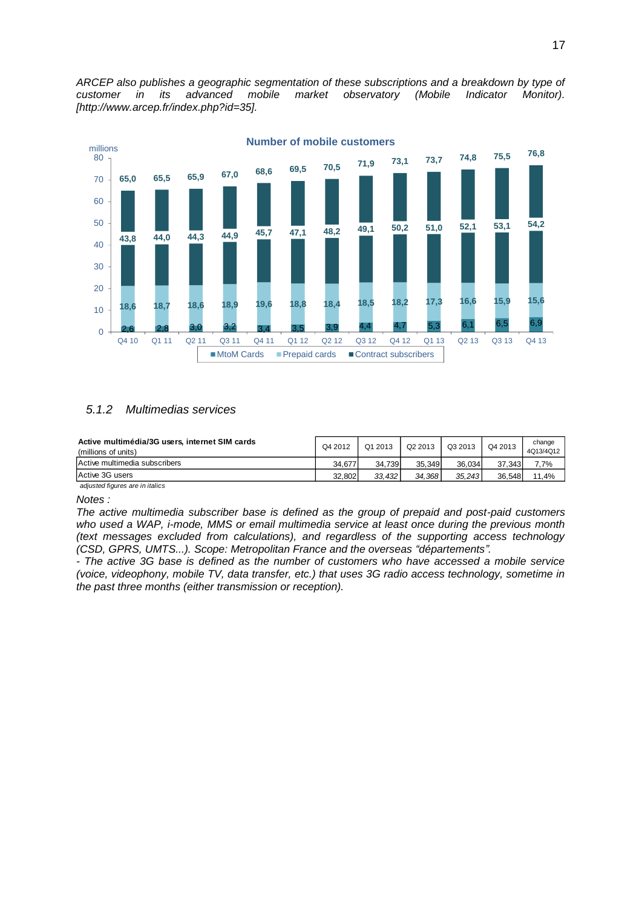*ARCEP also publishes a geographic segmentation of these subscriptions and a breakdown by type of customer in its advanced mobile market observatory (Mobile Indicator Monitor). [http://www.arcep.fr/index.php?id=35].*

**Number of mobile customers**

millions

| | Q4 10 | Q1 11 | Q2 11 | Q3 11 | Q4 11 | Q1 12 | Q2 12 | Q3 12 | Q4 12 | Q1 13 | Q2 13 | Q3 13 | Q4 13 |
|---|---|---|---|---|---|---|---|---|---|---|---|---|---|
| Total | 65,0 | 65,5 | 65,9 | 67,0 | 68,6 | 69,5 | 70,5 | 71,9 | 73,1 | 73,7 | 74,8 | 75,5 | 76,8 |
| Contract subscribers | 43,8 | 44,0 | 44,3 | 44,9 | 45,7 | 47,1 | 48,2 | 49,1 | 50,2 | 51,0 | 52,1 | 53,1 | 54,2 |
| Prepaid cards | 18,6 | 18,7 | 18,6 | 18,9 | 19,6 | 18,8 | 18,4 | 18,5 | 18,2 | 17,3 | 16,6 | 15,9 | 15,6 |
| MtoM Cards | 2,6 | 2,8 | 3,0 | 3,2 | 3,4 | 3,5 | 3,9 | 4,4 | 4,7 | 5,3 | 6,1 | 6,5 | 6,9 |

### *5.1.2 Multimedias services*

| **Active multimédia/3G users, internet SIM cards** (millions of units) | Q4 2012 | Q1 2013 | Q2 2013 | Q3 2013 | Q4 2013 | change 4Q13/4Q12 |
|---|---|---|---|---|---|---|
| Active multimedia subscribers | 34,677 | 34,739 | 35,349 | 36,034 | 37,343 | 7,7% |
| Active 3G users | 32,802 | *33,432* | *34,368* | *35,243* | 36,548 | 11,4% |

*adjusted figures are in italics*

*Notes :*

*The active multimedia subscriber base is defined as the group of prepaid and post-paid customers who used a WAP, i-mode, MMS or email multimedia service at least once during the previous month (text messages excluded from calculations), and regardless of the supporting access technology (CSD, GPRS, UMTS...). Scope: Metropolitan France and the overseas "départements".*

*- The active 3G base is defined as the number of customers who have accessed a mobile service (voice, videophony, mobile TV, data transfer, etc.) that uses 3G radio access technology, sometime in the past three months (either transmission or reception).*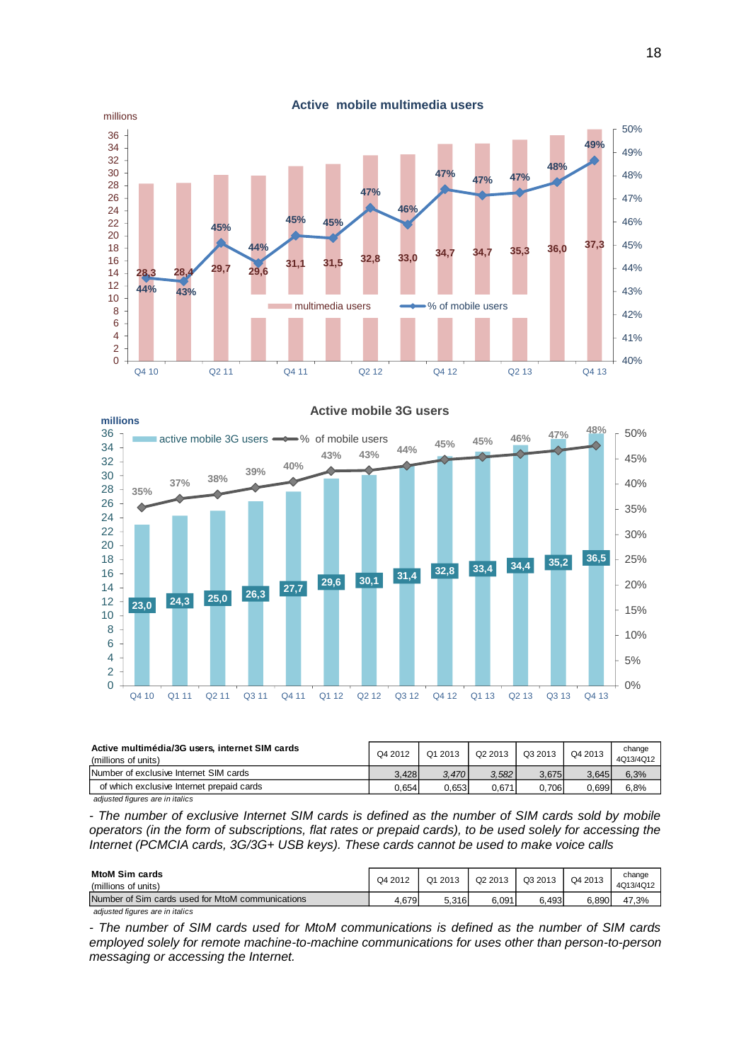### Active mobile multimedia users

millions

| | Q4 10 | Q1 11 | Q2 11 | Q3 11 | Q4 11 | Q1 12 | Q2 12 | Q3 12 | Q4 12 | Q1 13 | Q2 13 | Q3 13 | Q4 13 |
|---|---|---|---|---|---|---|---|---|---|---|---|---|---|
| multimedia users | 28,3 | 28,4 | 29,7 | 29,6 | 31,1 | 31,5 | 32,8 | 33,0 | 34,7 | 34,7 | 35,3 | 36,0 | 37,3 |
| % of mobile users | 44% | 43% | 45% | 44% | 45% | 45% | 47% | 46% | 47% | 47% | 47% | 48% | 49% |

### Active mobile 3G users

millions

| | Q4 10 | Q1 11 | Q2 11 | Q3 11 | Q4 11 | Q1 12 | Q2 12 | Q3 12 | Q4 12 | Q1 13 | Q2 13 | Q3 13 | Q4 13 |
|---|---|---|---|---|---|---|---|---|---|---|---|---|---|
| active mobile 3G users | 23,0 | 24,3 | 25,0 | 26,3 | 27,7 | 29,6 | 30,1 | 31,4 | 32,8 | 33,4 | 34,4 | 35,2 | 36,5 |
| % of mobile users | 35% | 37% | 38% | 39% | 40% | 43% | 43% | 44% | 45% | 45% | 46% | 47% | 48% |

| **Active multimédia/3G users, internet SIM cards** (millions of units) | Q4 2012 | Q1 2013 | Q2 2013 | Q3 2013 | Q4 2013 | change 4Q13/4Q12 |
|---|---|---|---|---|---|---|
| Number of exclusive Internet SIM cards | 3,428 | *3,470* | *3,582* | 3,675 | 3,645 | 6,3% |
| of which exclusive Internet prepaid cards | 0,654 | 0,653 | 0,671 | 0,706 | 0,699 | 6,8% |

*adjusted figures are in italics*

*- The number of exclusive Internet SIM cards is defined as the number of SIM cards sold by mobile operators (in the form of subscriptions, flat rates or prepaid cards), to be used solely for accessing the Internet (PCMCIA cards, 3G/3G+ USB keys). These cards cannot be used to make voice calls*

| **MtoM Sim cards** (millions of units) | Q4 2012 | Q1 2013 | Q2 2013 | Q3 2013 | Q4 2013 | change 4Q13/4Q12 |
|---|---|---|---|---|---|---|
| Number of Sim cards used for MtoM communications | 4,679 | 5,316 | 6,091 | 6,493 | 6,890 | 47,3% |

*adjusted figures are in italics*

*- The number of SIM cards used for MtoM communications is defined as the number of SIM cards employed solely for remote machine-to-machine communications for uses other than person-to-person messaging or accessing the Internet.*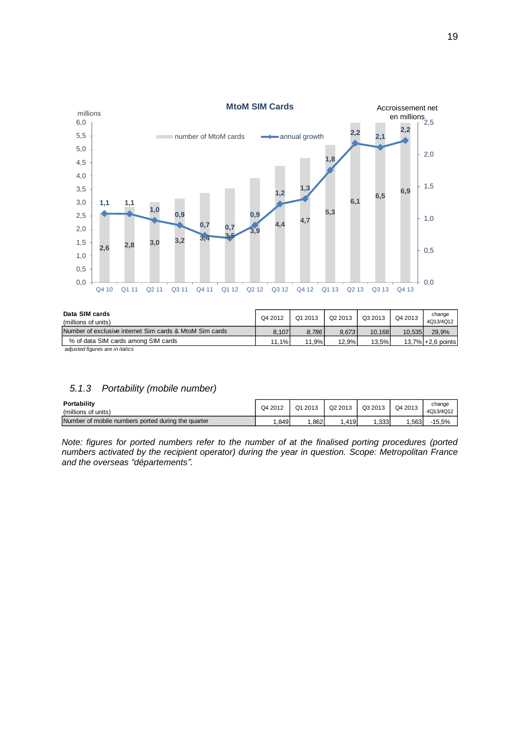**MtoM SIM Cards**

| | Q4 10 | Q1 11 | Q2 11 | Q3 11 | Q4 11 | Q1 12 | Q2 12 | Q3 12 | Q4 12 | Q1 13 | Q2 13 | Q3 13 | Q4 13 |
|---|---|---|---|---|---|---|---|---|---|---|---|---|---|
| number of MtoM cards (millions) | 2,6 | 2,8 | 3,0 | 3,2 | 3,4 | 3,5 | 3,9 | 4,4 | 4,7 | 5,3 | 6,1 | 6,5 | 6,9 |
| annual growth (Accroissement net en millions) | 1,1 | 1,1 | 1,0 | 0,9 | 0,7 | 0,7 | 0,9 | 1,2 | 1,3 | 1,8 | 2,2 | 2,1 | 2,2 |

| **Data SIM cards** (millions of units) | Q4 2012 | Q1 2013 | Q2 2013 | Q3 2013 | Q4 2013 | change 4Q13/4Q12 |
|---|---|---|---|---|---|---|
| Number of exclusive internet Sim cards & MtoM Sim cards | 8,107 | *8,786* | *9,673* | 10,168 | 10,535 | 29,9% |
| % of data SIM cards among SIM cards | 11,1% | 11,9% | 12,9% | 13,5% | 13,7% | +2,6 points |

*adjusted figures are in italics*

### *5.1.3 Portability (mobile number)*

| **Portability** (millions of units) | Q4 2012 | Q1 2013 | Q2 2013 | Q3 2013 | Q4 2013 | change 4Q13/4Q12 |
|---|---|---|---|---|---|---|
| Number of mobile numbers ported during the quarter | 1,849 | 1,862 | 1,419 | 1,333 | 1,563 | -15,5% |

*Note: figures for ported numbers refer to the number of at the finalised porting procedures (ported numbers activated by the recipient operator) during the year in question. Scope: Metropolitan France and the overseas "départements".*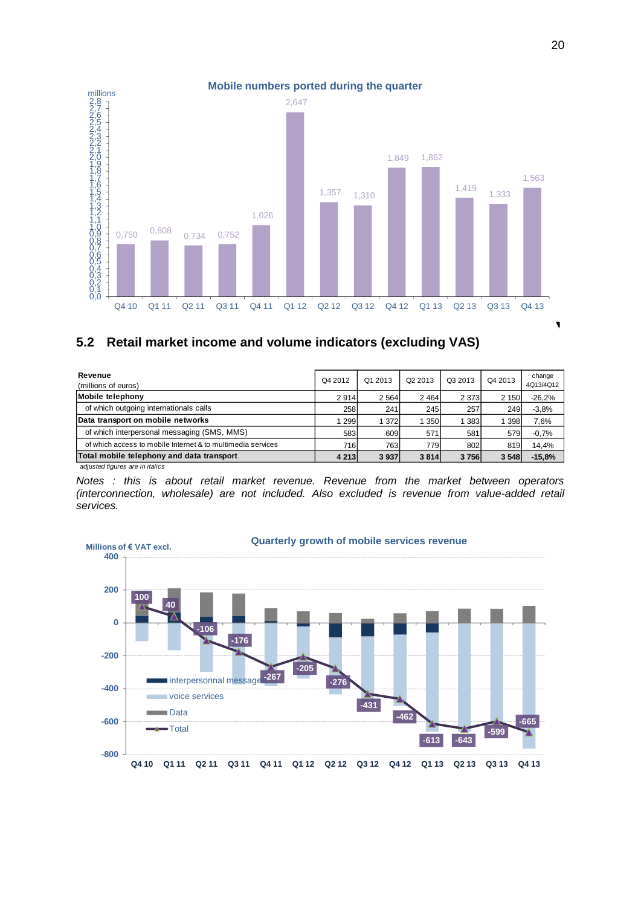Mobile numbers ported during the quarter

## 5.2 Retail market income and volume indicators (excluding VAS)

| Revenue (millions of euros) | Q4 2012 | Q1 2013 | Q2 2013 | Q3 2013 | Q4 2013 | change 4Q13/4Q12 |
|---|---|---|---|---|---|---|
| **Mobile telephony** | 2 914 | 2 564 | 2 464 | 2 373 | 2 150 | -26,2% |
| of which outgoing internationals calls | 258 | 241 | 245 | 257 | 249 | -3,8% |
| **Data transport on mobile networks** | 1 299 | 1 372 | 1 350 | 1 383 | 1 398 | 7,6% |
| of which interpersonal messaging (SMS, MMS) | 583 | 609 | 571 | 581 | 579 | -0,7% |
| of which access to mobile Internet & to multimedia services | 716 | 763 | 779 | 802 | 819 | 14,4% |
| **Total mobile telephony and data transport** | **4 213** | **3 937** | **3 814** | **3 756** | **3 548** | **-15,8%** |

*adjusted figures are in italics*

*Notes : this is about retail market revenue. Revenue from the market between operators (interconnection, wholesale) are not included. Also excluded is revenue from value-added retail services.*

Quarterly growth of mobile services revenue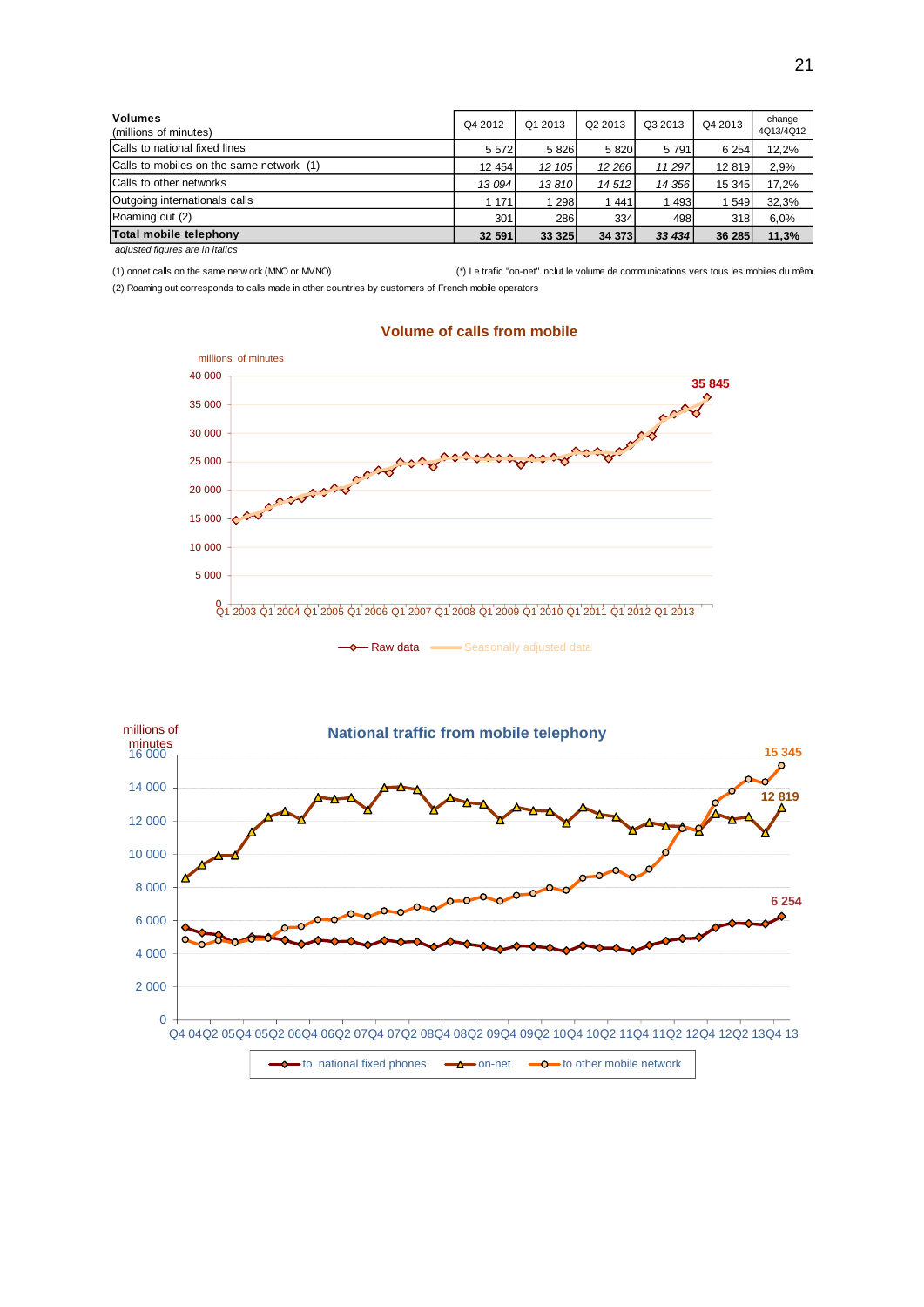| **Volumes** (millions of minutes) | Q4 2012 | Q1 2013 | Q2 2013 | Q3 2013 | Q4 2013 | change 4Q13/4Q12 |
|---|---|---|---|---|---|---|
| Calls to national fixed lines | 5 572 | 5 826 | 5 820 | 5 791 | 6 254 | 12,2% |
| Calls to mobiles on the same network (1) | 12 454 | *12 105* | *12 266* | *11 297* | 12 819 | 2,9% |
| Calls to other networks | *13 094* | *13 810* | *14 512* | *14 356* | 15 345 | 17,2% |
| Outgoing internationals calls | 1 171 | 1 298 | 1 441 | 1 493 | 1 549 | 32,3% |
| Roaming out (2) | 301 | 286 | 334 | 498 | 318 | 6,0% |
| **Total mobile telephony** | **32 591** | **33 325** | **34 373** | ***33 434*** | **36 285** | **11,3%** |

*adjusted figures are in italics*

(1) onnet calls on the same network (MNO or MVNO)

(*) Le trafic "on-net" inclut le volume de communications vers tous les mobiles du même

(2) Roaming out corresponds to calls made in other countries by customers of French mobile operators

**Volume of calls from mobile**

millions of minutes

Q1 2003 Q1 2004 Q1 2005 Q1 2006 Q1 2007 Q1 2008 Q1 2009 Q1 2010 Q1 2011 Q1 2012 Q1 2013

35 845

Raw data — Seasonally adjusted data

**National traffic from mobile telephony**

millions of minutes

Q4 04 Q2 05 Q4 05 Q2 06 Q4 06 Q2 07 Q4 07 Q2 08 Q4 08 Q2 09 Q4 09 Q2 10 Q4 10 Q2 11 Q4 11 Q2 12 Q4 12 Q2 13 Q4 13

15 345 — 12 819 — 6 254

to national fixed phones — on-net — to other mobile network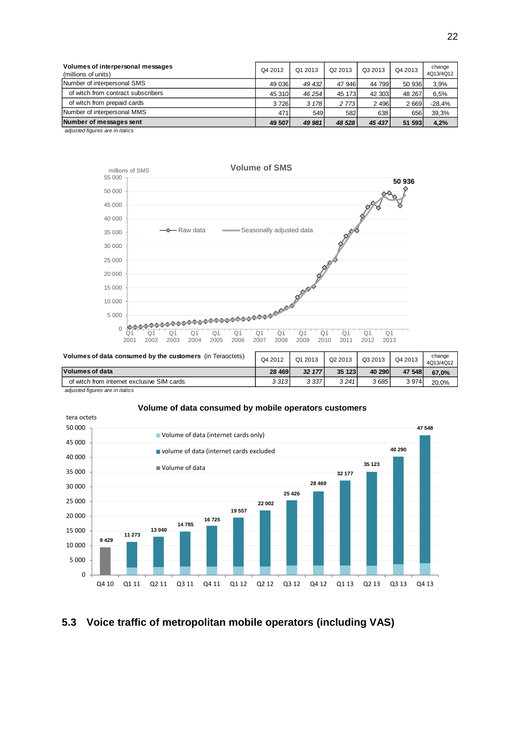| **Volumes of interpersonal messages** (millions of units) | Q4 2012 | Q1 2013 | Q2 2013 | Q3 2013 | Q4 2013 | change 4Q13/4Q12 |
|---|---|---|---|---|---|---|
| Number of interpersonal SMS | 49 036 | *49 432* | 47 946 | 44 799 | 50 936 | 3,9% |
| of witch from contract subscribers | 45 310 | *46 254* | 45 173 | 42 303 | 48 267 | 6,5% |
| of witch from prepaid cards | 3 726 | *3 178* | *2 773* | 2 496 | 2 669 | -28,4% |
| Number of interpersonal MMS | 471 | 549 | 582 | *638* | 656 | 39,3% |
| **Number of messages sent** | **49 507** | ***49 981*** | ***48 528*** | ***45 437*** | **51 593** | **4,2%** |

*adjusted figures are in italics*

**Volume of SMS**

millions of SMS

Raw data — Seasonally adjusted data

50 936

| **Volumes of data consumed by the customers** (in Teraoctets) | Q4 2012 | Q1 2013 | Q2 2013 | Q3 2013 | Q4 2013 | change 4Q13/4Q12 |
|---|---|---|---|---|---|---|
| **Volumes of data** | **28 469** | ***32 177*** | **35 123** | **40 290** | **47 548** | **67,0%** |
| of witch from internet exclusive SIM cards | *3 313* | *3 337* | *3 241* | *3 685* | 3 974 | 20,0% |

*adjusted figures are in italics*

**Volume of data consumed by mobile operators customers**

tera octets

Volume of data (internet cards only) / volume of data (internet cards excluded / Volume of data

| Q4 10 | Q1 11 | Q2 11 | Q3 11 | Q4 11 | Q1 12 | Q2 12 | Q3 12 | Q4 12 | Q1 13 | Q2 13 | Q3 13 | Q4 13 |
|---|---|---|---|---|---|---|---|---|---|---|---|---|
| 9 429 | 11 273 | 13 040 | 14 785 | 16 725 | 19 557 | 22 002 | 25 426 | 28 469 | 32 177 | 35 123 | 40 290 | 47 548 |

## 5.3 Voice traffic of metropolitan mobile operators (including VAS)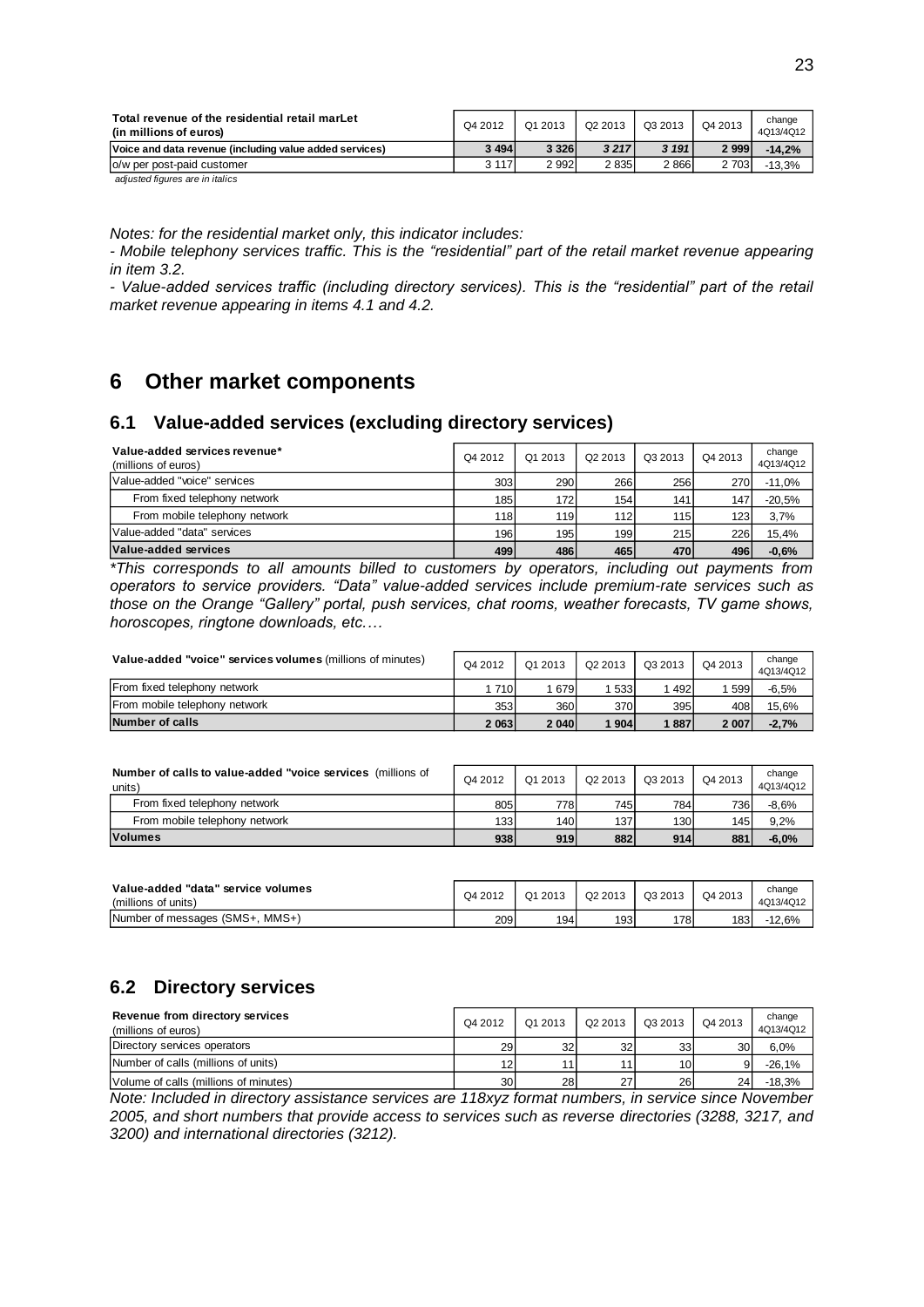| Total revenue of the residential retail marLet (in millions of euros) | Q4 2012 | Q1 2013 | Q2 2013 | Q3 2013 | Q4 2013 | change 4Q13/4Q12 |
|---|---|---|---|---|---|---|
| **Voice and data revenue (including value added services)** | **3 494** | **3 326** | ***3 217*** | ***3 191*** | **2 999** | **-14,2%** |
| o/w per post-paid customer | 3 117 | 2 992 | 2 835 | 2 866 | 2 703 | -13,3% |

*adjusted figures are in italics*

*Notes: for the residential market only, this indicator includes:*

*- Mobile telephony services traffic. This is the "residential" part of the retail market revenue appearing in item 3.2.*

*- Value-added services traffic (including directory services). This is the "residential" part of the retail market revenue appearing in items 4.1 and 4.2.*

# 6 Other market components

## 6.1 Value-added services (excluding directory services)

| **Value-added services revenue*** (millions of euros) | Q4 2012 | Q1 2013 | Q2 2013 | Q3 2013 | Q4 2013 | change 4Q13/4Q12 |
|---|---|---|---|---|---|---|
| Value-added "voice" services | 303 | 290 | 266 | 256 | 270 | -11,0% |
| From fixed telephony network | 185 | 172 | 154 | 141 | 147 | -20,5% |
| From mobile telephony network | 118 | 119 | 112 | 115 | 123 | 3,7% |
| Value-added "data" services | 196 | 195 | 199 | 215 | 226 | 15,4% |
| **Value-added services** | **499** | **486** | **465** | **470** | **496** | **-0,6%** |

**This corresponds to all amounts billed to customers by operators, including out payments from operators to service providers. "Data" value-added services include premium-rate services such as those on the Orange "Gallery" portal, push services, chat rooms, weather forecasts, TV game shows, horoscopes, ringtone downloads, etc.…*

| **Value-added "voice" services volumes** (millions of minutes) | Q4 2012 | Q1 2013 | Q2 2013 | Q3 2013 | Q4 2013 | change 4Q13/4Q12 |
|---|---|---|---|---|---|---|
| From fixed telephony network | 1 710 | 1 679 | 1 533 | 1 492 | 1 599 | -6,5% |
| From mobile telephony network | 353 | 360 | 370 | 395 | 408 | 15,6% |
| **Number of calls** | **2 063** | **2 040** | **1 904** | **1 887** | **2 007** | **-2,7%** |

| **Number of calls to value-added "voice services** (millions of units) | Q4 2012 | Q1 2013 | Q2 2013 | Q3 2013 | Q4 2013 | change 4Q13/4Q12 |
|---|---|---|---|---|---|---|
| From fixed telephony network | 805 | 778 | 745 | 784 | 736 | -8,6% |
| From mobile telephony network | 133 | 140 | 137 | 130 | 145 | 9,2% |
| **Volumes** | **938** | **919** | **882** | **914** | **881** | **-6,0%** |

| **Value-added "data" service volumes** (millions of units) | Q4 2012 | Q1 2013 | Q2 2013 | Q3 2013 | Q4 2013 | change 4Q13/4Q12 |
|---|---|---|---|---|---|---|
| Number of messages (SMS+, MMS+) | 209 | 194 | 193 | 178 | 183 | -12,6% |

## 6.2 Directory services

| **Revenue from directory services** (millions of euros) | Q4 2012 | Q1 2013 | Q2 2013 | Q3 2013 | Q4 2013 | change 4Q13/4Q12 |
|---|---|---|---|---|---|---|
| Directory services operators | 29 | 32 | 32 | 33 | 30 | 6,0% |
| Number of calls (millions of units) | 12 | 11 | 11 | 10 | 9 | -26,1% |
| Volume of calls (millions of minutes) | 30 | 28 | 27 | 26 | 24 | -18,3% |

*Note: Included in directory assistance services are 118xyz format numbers, in service since November 2005, and short numbers that provide access to services such as reverse directories (3288, 3217, and 3200) and international directories (3212).*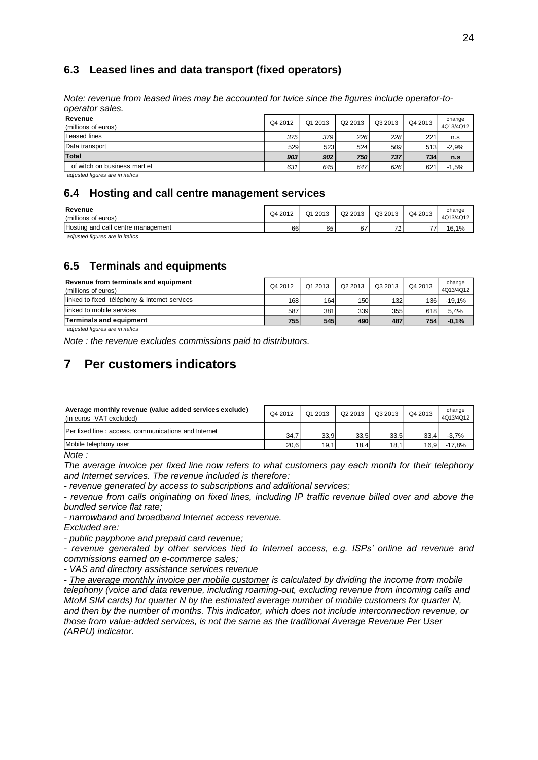## 6.3 Leased lines and data transport (fixed operators)

*Note: revenue from leased lines may be accounted for twice since the figures include operator-to-operator sales.*

| **Revenue** (millions of euros) | Q4 2012 | Q1 2013 | Q2 2013 | Q3 2013 | Q4 2013 | change 4Q13/4Q12 |
|---|---|---|---|---|---|---|
| Leased lines | *375* | *379* | *226* | *228* | 221 | n.s |
| Data transport | 529 | 523 | *524* | *509* | 513 | -2,9% |
| **Total** | ***903*** | ***902*** | ***750*** | ***737*** | **734** | **n.s** |
| of witch on business marLet | *631* | *645* | *647* | *626* | 621 | -1,5% |

*adjusted figures are in italics*

## 6.4 Hosting and call centre management services

| **Revenue** (millions of euros) | Q4 2012 | Q1 2013 | Q2 2013 | Q3 2013 | Q4 2013 | change 4Q13/4Q12 |
|---|---|---|---|---|---|---|
| Hosting and call centre management | 66 | *65* | *67* | *71* | 77 | 16,1% |

*adjusted figures are in italics*

## 6.5 Terminals and equipments

| **Revenue from terminals and equipment** (millions of euros) | Q4 2012 | Q1 2013 | Q2 2013 | Q3 2013 | Q4 2013 | change 4Q13/4Q12 |
|---|---|---|---|---|---|---|
| linked to fixed téléphony & Internet services | 168 | 164 | 150 | 132 | 136 | -19,1% |
| linked to mobile services | 587 | 381 | 339 | 355 | 618 | 5,4% |
| **Terminals and equipment** | **755** | **545** | **490** | **487** | **754** | **-0,1%** |

*adjusted figures are in italics*

*Note : the revenue excludes commissions paid to distributors.*

# 7 Per customers indicators

| **Average monthly revenue (value added services exclude)** (in euros -VAT excluded) | Q4 2012 | Q1 2013 | Q2 2013 | Q3 2013 | Q4 2013 | change 4Q13/4Q12 |
|---|---|---|---|---|---|---|
| Per fixed line : access, communications and Internet | 34,7 | 33,9 | 33,5 | 33,5 | 33,4 | -3,7% |
| Mobile telephony user | 20,6 | 19,1 | 18,4 | 18,1 | 16,9 | -17,8% |

*Note :*

*The average invoice per fixed line now refers to what customers pay each month for their telephony and Internet services. The revenue included is therefore:*

*- revenue generated by access to subscriptions and additional services;*

*- revenue from calls originating on fixed lines, including IP traffic revenue billed over and above the bundled service flat rate;*

*- narrowband and broadband Internet access revenue.*

*Excluded are:*

*- public payphone and prepaid card revenue;*

*- revenue generated by other services tied to Internet access, e.g. ISPs' online ad revenue and commissions earned on e-commerce sales;*

*- VAS and directory assistance services revenue*

*- The average monthly invoice per mobile customer is calculated by dividing the income from mobile telephony (voice and data revenue, including roaming-out, excluding revenue from incoming calls and MtoM SIM cards) for quarter N by the estimated average number of mobile customers for quarter N, and then by the number of months. This indicator, which does not include interconnection revenue, or those from value-added services, is not the same as the traditional Average Revenue Per User (ARPU) indicator.*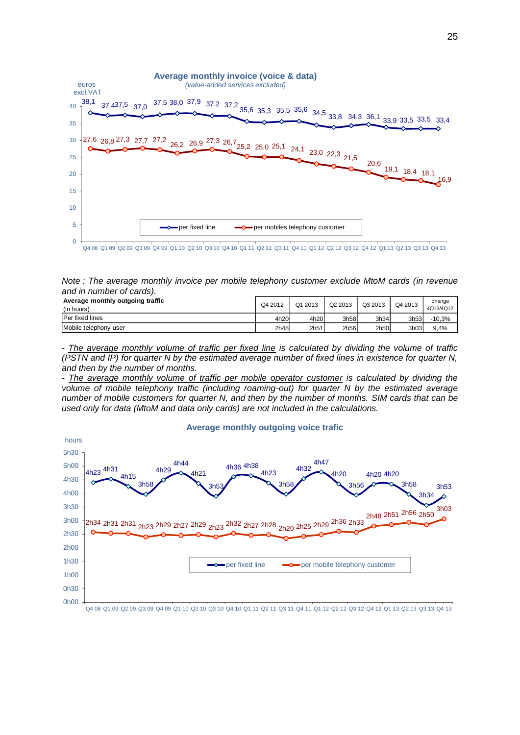**Average monthly invoice (voice & data)**

*(value-added services excluded)*

euros excl.VAT

| | Q4 08 | Q1 09 | Q2 09 | Q3 09 | Q4 09 | Q1 10 | Q2 10 | Q3 10 | Q4 10 | Q1 11 | Q2 11 | Q3 11 | Q4 11 | Q1 12 | Q2 12 | Q3 12 | Q4 12 | Q1 13 | Q2 13 | Q3 13 | Q4 13 |
|---|---|---|---|---|---|---|---|---|---|---|---|---|---|---|---|---|---|---|---|---|---|
| per fixed line | 38,1 | 37,4 | 37,5 | 37,0 | 37,5 | 38,0 | 37,9 | 37,2 | 37,2 | 35,6 | 35,3 | 35,5 | 35,6 | 34,5 | 33,8 | 34,3 | 36,1 | 33,9 | 33,5 | 33,5 | 33,4 |
| per mobiles telephony customer | 27,6 | 26,8 | 27,3 | 27,7 | 27,2 | 26,2 | 26,9 | 27,3 | 26,7 | 25,2 | 25,0 | 25,1 | 24,1 | 23,0 | 22,3 | 21,5 | 20,6 | 19,1 | 18,4 | 18,1 | 16,9 |

*Note : The average monthly invoice per mobile telephony customer exclude MtoM cards (in revenue and in number of cards).*

| **Average monthly outgoing traffic** (in hours) | Q4 2012 | Q1 2013 | Q2 2013 | Q3 2013 | Q4 2013 | change 4Q13/4Q12 |
|---|---|---|---|---|---|---|
| Per fixed lines | 4h20 | 4h20 | 3h58 | 3h34 | 3h53 | -10,3% |
| Mobile telephony user | 2h48 | 2h51 | 2h56 | 2h50 | 3h03 | 9,4% |

- *The average monthly volume of traffic per fixed line is calculated by dividing the volume of traffic (PSTN and IP) for quarter N by the estimated average number of fixed lines in existence for quarter N, and then by the number of months.*
- *The average monthly volume of traffic per mobile operator customer is calculated by dividing the volume of mobile telephony traffic (including roaming-out) for quarter N by the estimated average number of mobile customers for quarter N, and then by the number of months. SIM cards that can be used only for data (MtoM and data only cards) are not included in the calculations.*

**Average monthly outgoing voice trafic**

hours

| | Q4 08 | Q1 09 | Q2 09 | Q3 09 | Q4 09 | Q1 10 | Q2 10 | Q3 10 | Q4 10 | Q1 11 | Q2 11 | Q3 11 | Q4 11 | Q1 12 | Q2 12 | Q3 12 | Q4 12 | Q1 13 | Q2 13 | Q3 13 | Q4 13 |
|---|---|---|---|---|---|---|---|---|---|---|---|---|---|---|---|---|---|---|---|---|---|
| per fixed line | 4h23 | 4h31 | 4h15 | 3h58 | 4h29 | 4h44 | 4h21 | 3h53 | 4h36 | 4h38 | 4h23 | 3h58 | 4h32 | 4h47 | 4h20 | 3h56 | 4h20 | 4h20 | 3h58 | 3h34 | 3h53 |
| per mobile telephony customer | 2h34 | 2h31 | 2h31 | 2h23 | 2h29 | 2h27 | 2h29 | 2h23 | 2h32 | 2h27 | 2h28 | 2h20 | 2h25 | 2h29 | 2h36 | 2h33 | 2h48 | 2h51 | 2h56 | 2h50 | 3h03 |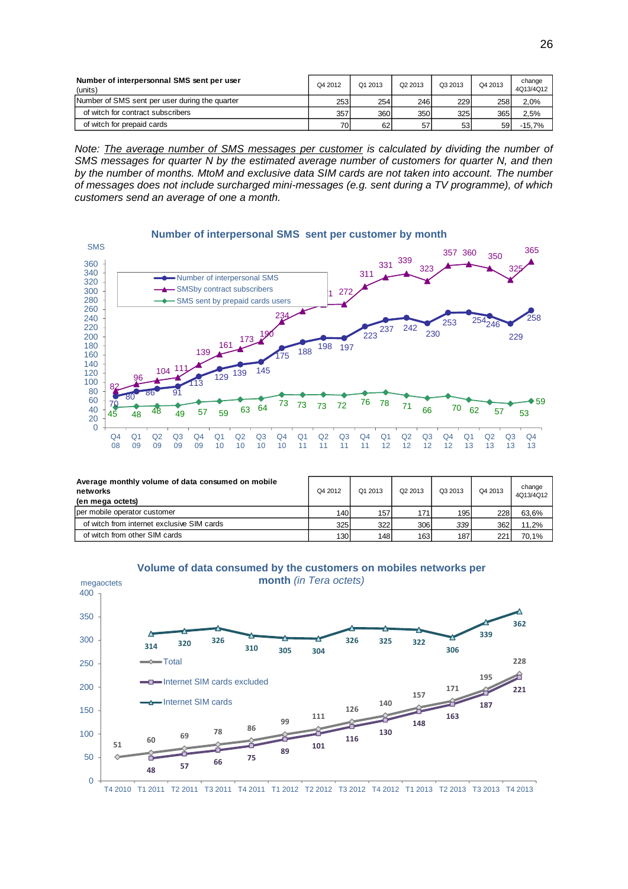| Number of interpersonnal SMS sent per user (units) | Q4 2012 | Q1 2013 | Q2 2013 | Q3 2013 | Q4 2013 | change 4Q13/4Q12 |
|---|---|---|---|---|---|---|
| Number of SMS sent per user during the quarter | 253 | 254 | 246 | 229 | 258 | 2,0% |
| of witch for contract subscribers | 357 | 360 | 350 | 325 | 365 | 2,5% |
| of witch for prepaid cards | 70 | 62 | 57 | 53 | 59 | -15,7% |

*Note: The average number of SMS messages per customer is calculated by dividing the number of SMS messages for quarter N by the estimated average number of customers for quarter N, and then by the number of months. MtoM and exclusive data SIM cards are not taken into account. The number of messages does not include surcharged mini-messages (e.g. sent during a TV programme), of which customers send an average of one a month.*

**Number of interpersonal SMS sent per customer by month**

| | Q4 08 | Q1 09 | Q2 09 | Q3 09 | Q4 09 | Q1 10 | Q2 10 | Q3 10 | Q4 10 | Q1 11 | Q2 11 | Q3 11 | Q4 11 | Q1 12 | Q2 12 | Q3 12 | Q4 12 | Q1 13 | Q2 13 | Q3 13 | Q4 13 |
|---|---|---|---|---|---|---|---|---|---|---|---|---|---|---|---|---|---|---|---|---|---|
| Number of interpersonal SMS | 70 | 80 | 86 | 91 | 113 | 129 | 139 | 145 | 175 | 188 | 198 | 197 | 223 | 237 | 242 | 230 | 253 | 254 | 246 | 229 | 258 |
| SMSby contract subscribers | 82 | 96 | 104 | 111 | 139 | 161 | 173 | 190 | 234 | | | 272 | 311 | 331 | 339 | 323 | 357 | 360 | 350 | 325 | 365 |
| SMS sent by prepaid cards users | 45 | 48 | 48 | 49 | 57 | 59 | 63 | 64 | 73 | 73 | 73 | 72 | 76 | 78 | 71 | 66 | 70 | 62 | 57 | 53 | 59 |

| Average monthly volume of data consumed on mobile networks (en mega octets) | Q4 2012 | Q1 2013 | Q2 2013 | Q3 2013 | Q4 2013 | change 4Q13/4Q12 |
|---|---|---|---|---|---|---|
| per mobile operator customer | 140 | 157 | 171 | 195 | 228 | 63,6% |
| of witch from internet exclusive SIM cards | 325 | 322 | 306 | *339* | 362 | 11,2% |
| of witch from other SIM cards | 130 | 148 | 163 | 187 | 221 | 70,1% |

**Volume of data consumed by the customers on mobiles networks per month** *(in Tera octets)*

| megaoctets | T4 2010 | T1 2011 | T2 2011 | T3 2011 | T4 2011 | T1 2012 | T2 2012 | T3 2012 | T4 2012 | T1 2013 | T2 2013 | T3 2013 | T4 2013 |
|---|---|---|---|---|---|---|---|---|---|---|---|---|---|
| Total | 51 | 60 | 69 | 78 | 86 | 99 | 111 | 126 | 140 | 157 | 171 | 195 | 228 |
| Internet SIM cards excluded | | 48 | 57 | 66 | 75 | 89 | 101 | 116 | 130 | 148 | 163 | 187 | 221 |
| Internet SIM cards | | 314 | 320 | 326 | 310 | 305 | 304 | 326 | 325 | 322 | 306 | 339 | 362 |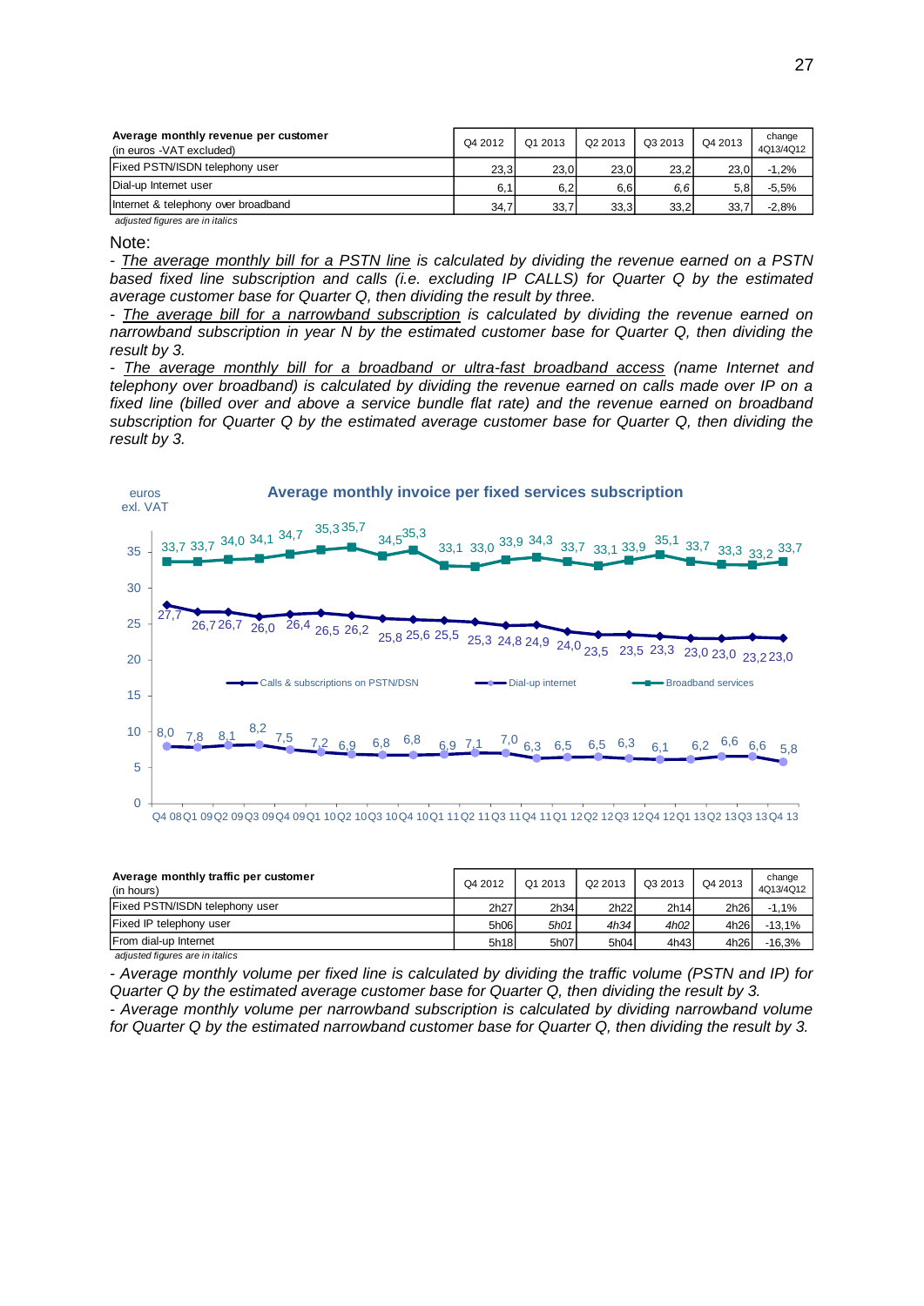| Average monthly revenue per customer (in euros -VAT excluded) | Q4 2012 | Q1 2013 | Q2 2013 | Q3 2013 | Q4 2013 | change 4Q13/4Q12 |
|---|---|---|---|---|---|---|
| Fixed PSTN/ISDN telephony user | 23,3 | 23,0 | 23,0 | 23,2 | 23,0 | -1,2% |
| Dial-up Internet user | 6,1 | 6,2 | 6,6 | *6,6* | 5,8 | -5,5% |
| Internet & telephony over broadband | 34,7 | 33,7 | 33,3 | 33,2 | 33,7 | -2,8% |

*adjusted figures are in italics*

Note:

*- <u>The average monthly bill for a PSTN line</u> is calculated by dividing the revenue earned on a PSTN based fixed line subscription and calls (i.e. excluding IP CALLS) for Quarter Q by the estimated average customer base for Quarter Q, then dividing the result by three.*

*- <u>The average bill for a narrowband subscription</u> is calculated by dividing the revenue earned on narrowband subscription in year N by the estimated customer base for Quarter Q, then dividing the result by 3.*

*- <u>The average monthly bill for a broadband or ultra-fast broadband access</u> (name Internet and telephony over broadband) is calculated by dividing the revenue earned on calls made over IP on a fixed line (billed over and above a service bundle flat rate) and the revenue earned on broadband subscription for Quarter Q by the estimated average customer base for Quarter Q, then dividing the result by 3.*

**Average monthly invoice per fixed services subscription** (euros exl. VAT)

| Quarter | Calls & subscriptions on PSTN/DSN | Dial-up internet | Broadband services |
|---|---|---|---|
| Q4 08 | 27,7 | 8,0 | 33,7 |
| Q1 09 | 26,7 | 7,8 | 33,7 |
| Q2 09 | 26,7 | 8,1 | 34,0 |
| Q3 09 | 26,0 | 8,2 | 34,1 |
| Q4 09 | 26,4 | 7,5 | 34,7 |
| Q1 10 | 26,5 | 7,2 | 35,3 |
| Q2 10 | 26,2 | 6,9 | 35,7 |
| Q3 10 | 25,8 | 6,8 | 34,5 |
| Q4 10 | 25,6 | 6,8 | 35,3 |
| Q1 11 | 25,5 | 6,9 | 33,1 |
| Q2 11 | 25,3 | 7,1 | 33,0 |
| Q3 11 | 24,8 | 7,0 | 33,9 |
| Q4 11 | 24,9 | 6,3 | 34,3 |
| Q1 12 | 24,0 | 6,5 | 33,7 |
| Q2 12 | 23,5 | 6,5 | 33,1 |
| Q3 12 | 23,5 | 6,3 | 33,9 |
| Q4 12 | 23,3 | 6,1 | 35,1 |
| Q1 13 | 23,0 | 6,2 | 33,7 |
| Q2 13 | 23,0 | 6,6 | 33,3 |
| Q3 13 | 23,2 | 6,6 | 33,2 |
| Q4 13 | 23,0 | 5,8 | 33,7 |

| Average monthly traffic per customer (in hours) | Q4 2012 | Q1 2013 | Q2 2013 | Q3 2013 | Q4 2013 | change 4Q13/4Q12 |
|---|---|---|---|---|---|---|
| Fixed PSTN/ISDN telephony user | 2h27 | 2h34 | 2h22 | 2h14 | 2h26 | -1,1% |
| Fixed IP telephony user | 5h06 | *5h01* | *4h34* | *4h02* | 4h26 | -13,1% |
| From dial-up Internet | 5h18 | 5h07 | 5h04 | 4h43 | 4h26 | -16,3% |

*adjusted figures are in italics*

*- Average monthly volume per fixed line is calculated by dividing the traffic volume (PSTN and IP) for Quarter Q by the estimated average customer base for Quarter Q, then dividing the result by 3.*

*- Average monthly volume per narrowband subscription is calculated by dividing narrowband volume for Quarter Q by the estimated narrowband customer base for Quarter Q, then dividing the result by 3.*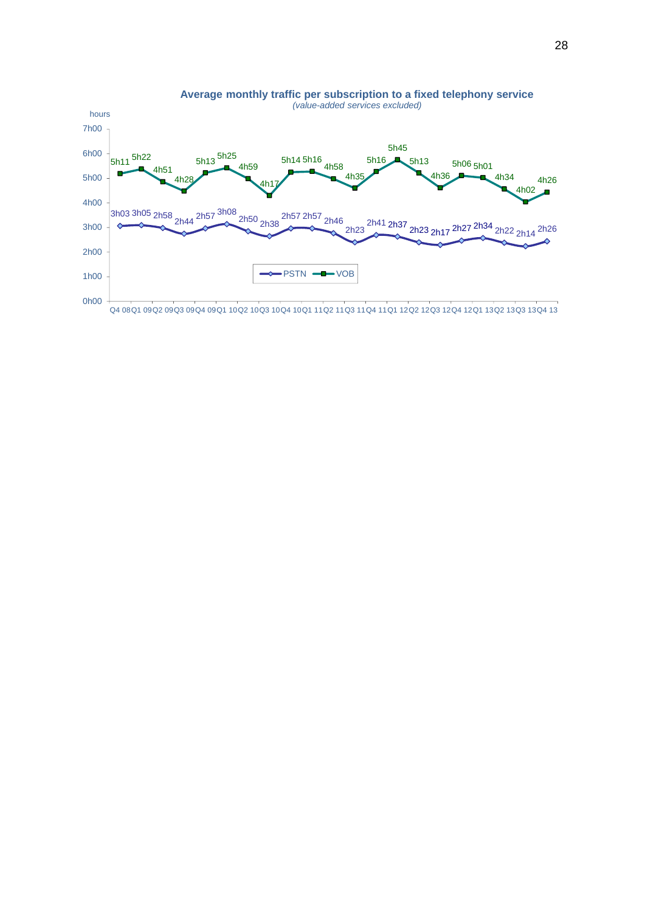**Average monthly traffic per subscription to a fixed telephony service**

*(value-added services excluded)*

hours

7h00
6h00
5h00
4h00
3h00
2h00
1h00
0h00

VOB: 5h11 5h22 4h51 4h28 5h13 5h25 4h59 4h17 5h14 5h16 4h58 4h35 5h16 5h45 5h13 4h36 5h06 5h01 4h34 4h02 4h26

PSTN: 3h03 3h05 2h58 2h44 2h57 3h08 2h50 2h38 2h57 2h57 2h46 2h23 2h41 2h37 2h23 2h17 2h27 2h34 2h22 2h14 2h26

PSTN VOB

Q4 08 Q1 09 Q2 09 Q3 09 Q4 09 Q1 10 Q2 10 Q3 10 Q4 10 Q1 11 Q2 11 Q3 11 Q4 11 Q1 12 Q2 12 Q3 12 Q4 12 Q1 13 Q2 13 Q3 13 Q4 13